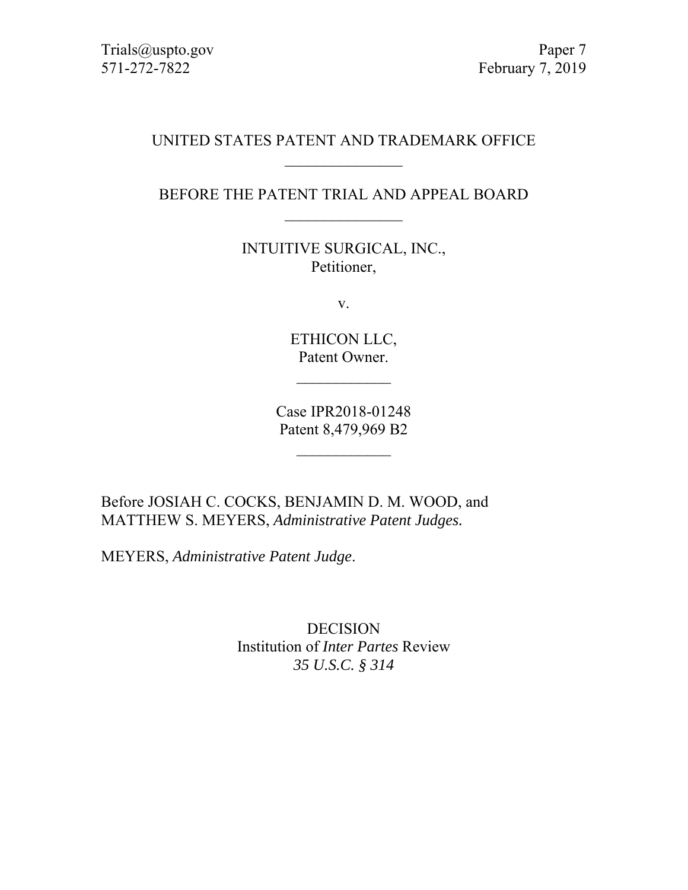Trials@uspto.gov
571-272-7822

Paper 7
February 7, 2019

UNITED STATES PATENT AND TRADEMARK OFFICE

---

BEFORE THE PATENT TRIAL AND APPEAL BOARD

---

INTUITIVE SURGICAL, INC.,
Petitioner,

v.

ETHICON LLC,
Patent Owner.

---

Case IPR2018-01248
Patent 8,479,969 B2

---

Before JOSIAH C. COCKS, BENJAMIN D. M. WOOD, and MATTHEW S. MEYERS, *Administrative Patent Judges.*

MEYERS, *Administrative Patent Judge*.

DECISION
Institution of *Inter Partes* Review
*35 U.S.C. § 314*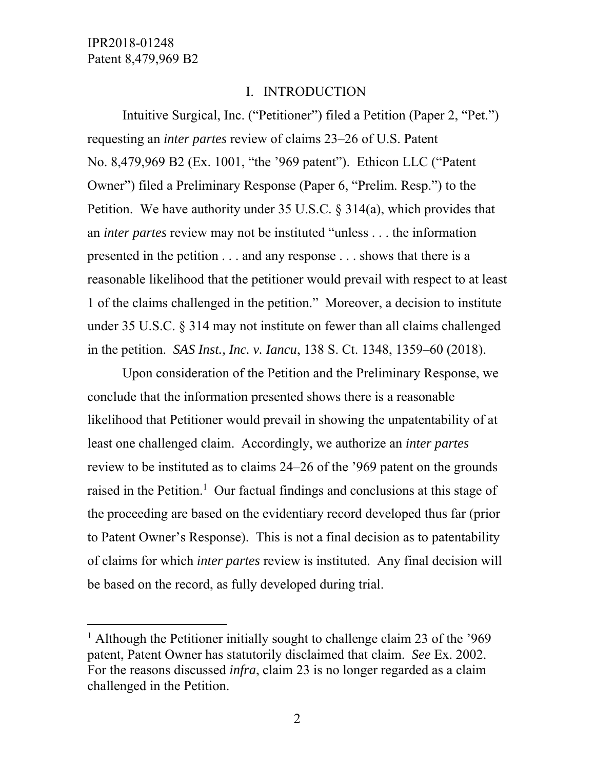## I. INTRODUCTION

Intuitive Surgical, Inc. ("Petitioner") filed a Petition (Paper 2, "Pet.") requesting an *inter partes* review of claims 23–26 of U.S. Patent No. 8,479,969 B2 (Ex. 1001, "the '969 patent"). Ethicon LLC ("Patent Owner") filed a Preliminary Response (Paper 6, "Prelim. Resp.") to the Petition. We have authority under 35 U.S.C. § 314(a), which provides that an *inter partes* review may not be instituted "unless . . . the information presented in the petition . . . and any response . . . shows that there is a reasonable likelihood that the petitioner would prevail with respect to at least 1 of the claims challenged in the petition." Moreover, a decision to institute under 35 U.S.C. § 314 may not institute on fewer than all claims challenged in the petition. *SAS Inst., Inc. v. Iancu*, 138 S. Ct. 1348, 1359–60 (2018).

Upon consideration of the Petition and the Preliminary Response, we conclude that the information presented shows there is a reasonable likelihood that Petitioner would prevail in showing the unpatentability of at least one challenged claim. Accordingly, we authorize an *inter partes* review to be instituted as to claims 24–26 of the '969 patent on the grounds raised in the Petition.[1] Our factual findings and conclusions at this stage of the proceeding are based on the evidentiary record developed thus far (prior to Patent Owner's Response). This is not a final decision as to patentability of claims for which *inter partes* review is instituted. Any final decision will be based on the record, as fully developed during trial.

---

[1] Although the Petitioner initially sought to challenge claim 23 of the '969 patent, Patent Owner has statutorily disclaimed that claim. *See* Ex. 2002. For the reasons discussed *infra*, claim 23 is no longer regarded as a claim challenged in the Petition.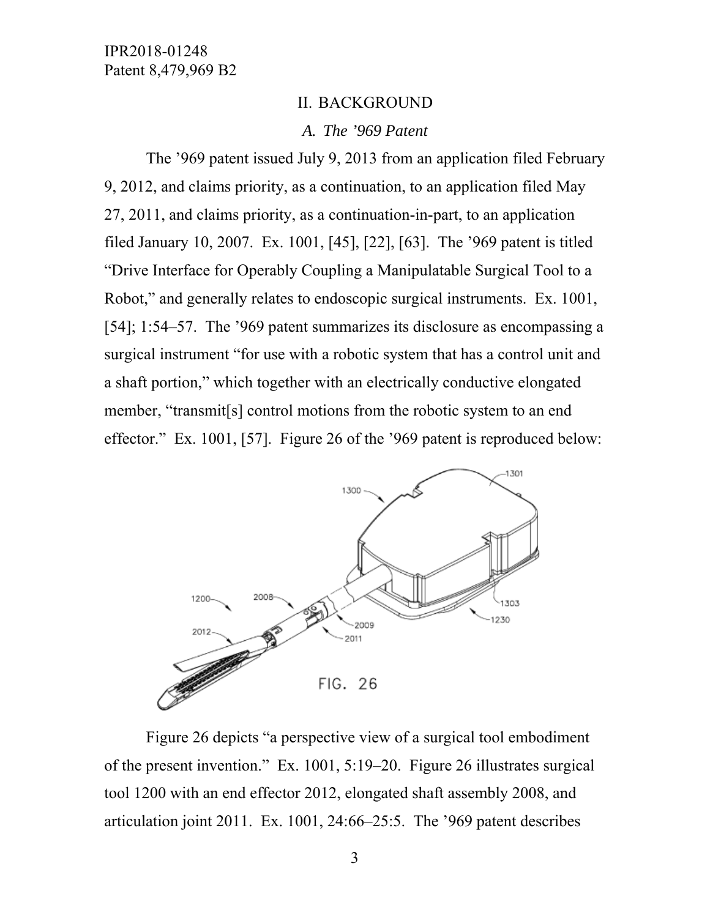## II. BACKGROUND

### *A. The '969 Patent*

The '969 patent issued July 9, 2013 from an application filed February 9, 2012, and claims priority, as a continuation, to an application filed May 27, 2011, and claims priority, as a continuation-in-part, to an application filed January 10, 2007. Ex. 1001, [45], [22], [63]. The '969 patent is titled "Drive Interface for Operably Coupling a Manipulatable Surgical Tool to a Robot," and generally relates to endoscopic surgical instruments. Ex. 1001, [54]; 1:54–57. The '969 patent summarizes its disclosure as encompassing a surgical instrument "for use with a robotic system that has a control unit and a shaft portion," which together with an electrically conductive elongated member, "transmit[s] control motions from the robotic system to an end effector." Ex. 1001, [57]. Figure 26 of the '969 patent is reproduced below:

FIG. 26

Figure 26 depicts "a perspective view of a surgical tool embodiment of the present invention." Ex. 1001, 5:19–20. Figure 26 illustrates surgical tool 1200 with an end effector 2012, elongated shaft assembly 2008, and articulation joint 2011. Ex. 1001, 24:66–25:5. The '969 patent describes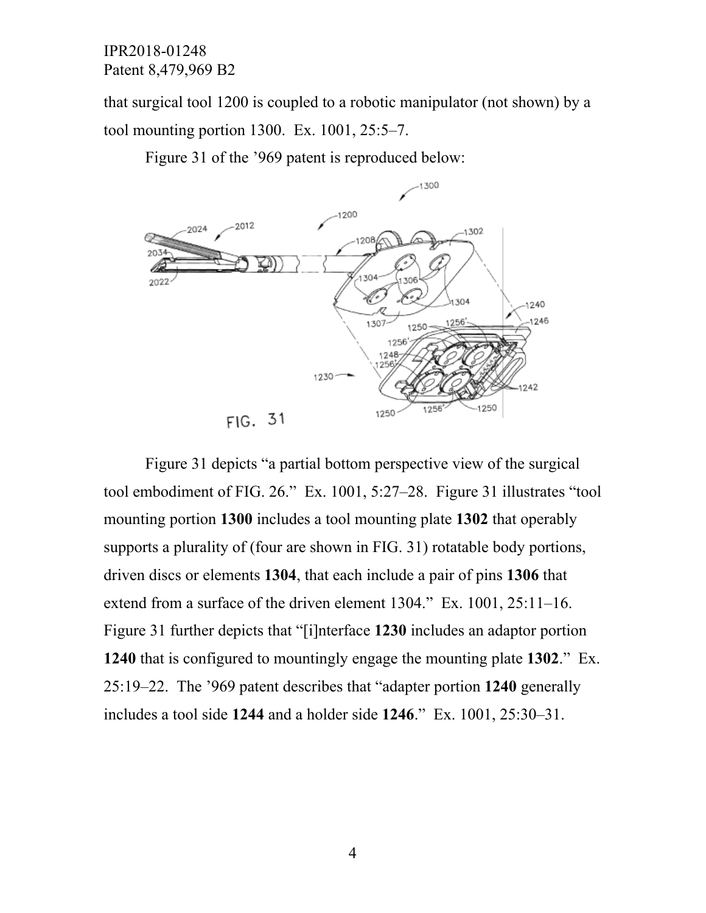that surgical tool 1200 is coupled to a robotic manipulator (not shown) by a tool mounting portion 1300. Ex. 1001, 25:5–7.

Figure 31 of the '969 patent is reproduced below:

Figure 31 depicts "a partial bottom perspective view of the surgical tool embodiment of FIG. 26." Ex. 1001, 5:27–28. Figure 31 illustrates "tool mounting portion **1300** includes a tool mounting plate **1302** that operably supports a plurality of (four are shown in FIG. 31) rotatable body portions, driven discs or elements **1304**, that each include a pair of pins **1306** that extend from a surface of the driven element 1304." Ex. 1001, 25:11–16. Figure 31 further depicts that "[i]nterface **1230** includes an adaptor portion **1240** that is configured to mountingly engage the mounting plate **1302**." Ex. 25:19–22. The '969 patent describes that "adapter portion **1240** generally includes a tool side **1244** and a holder side **1246**." Ex. 1001, 25:30–31.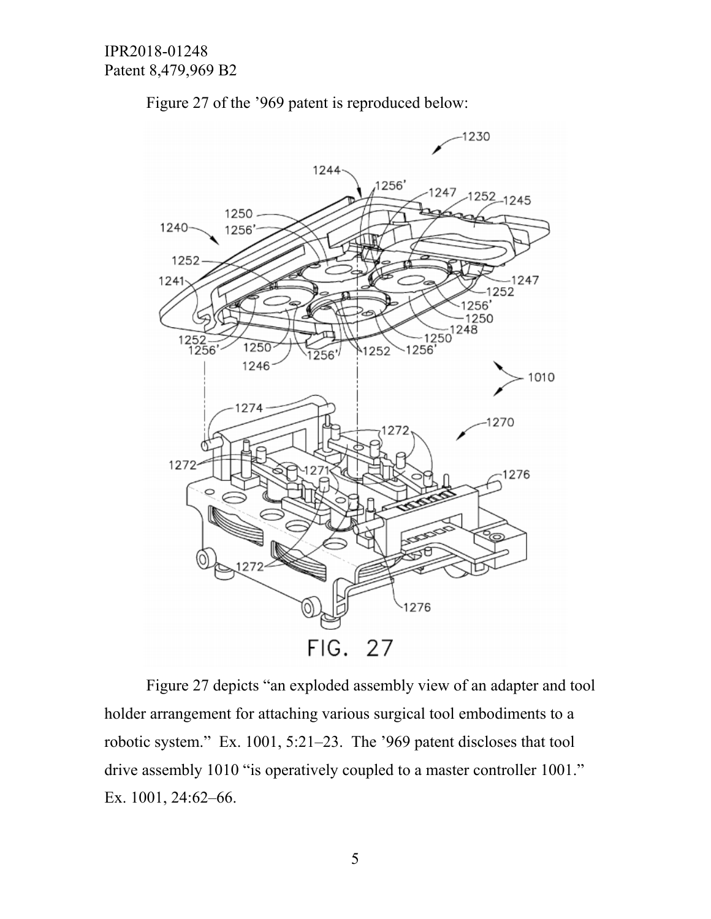Figure 27 of the ’969 patent is reproduced below:

FIG. 27

Figure 27 depicts “an exploded assembly view of an adapter and tool holder arrangement for attaching various surgical tool embodiments to a robotic system.” Ex. 1001, 5:21–23. The ’969 patent discloses that tool drive assembly 1010 “is operatively coupled to a master controller 1001.” Ex. 1001, 24:62–66.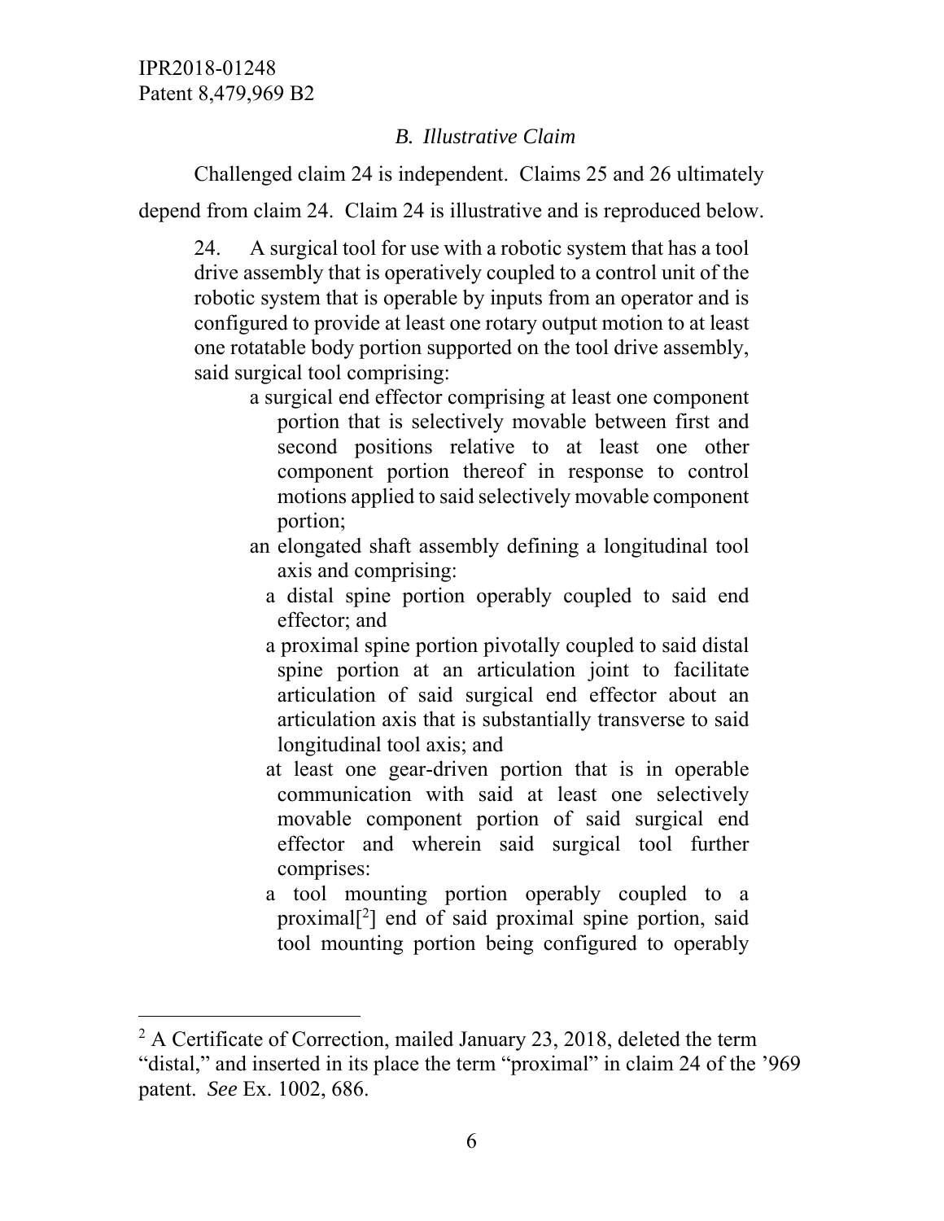### *B. Illustrative Claim*

Challenged claim 24 is independent. Claims 25 and 26 ultimately depend from claim 24. Claim 24 is illustrative and is reproduced below.

> 24. A surgical tool for use with a robotic system that has a tool drive assembly that is operatively coupled to a control unit of the robotic system that is operable by inputs from an operator and is configured to provide at least one rotary output motion to at least one rotatable body portion supported on the tool drive assembly, said surgical tool comprising:
>
> a surgical end effector comprising at least one component portion that is selectively movable between first and second positions relative to at least one other component portion thereof in response to control motions applied to said selectively movable component portion;
>
> an elongated shaft assembly defining a longitudinal tool axis and comprising:
>
> a distal spine portion operably coupled to said end effector; and
>
> a proximal spine portion pivotally coupled to said distal spine portion at an articulation joint to facilitate articulation of said surgical end effector about an articulation axis that is substantially transverse to said longitudinal tool axis; and
>
> at least one gear-driven portion that is in operable communication with said at least one selectively movable component portion of said surgical end effector and wherein said surgical tool further comprises:
>
> a tool mounting portion operably coupled to a proximal[2] end of said proximal spine portion, said tool mounting portion being configured to operably

[2] A Certificate of Correction, mailed January 23, 2018, deleted the term "distal," and inserted in its place the term "proximal" in claim 24 of the '969 patent. *See* Ex. 1002, 686.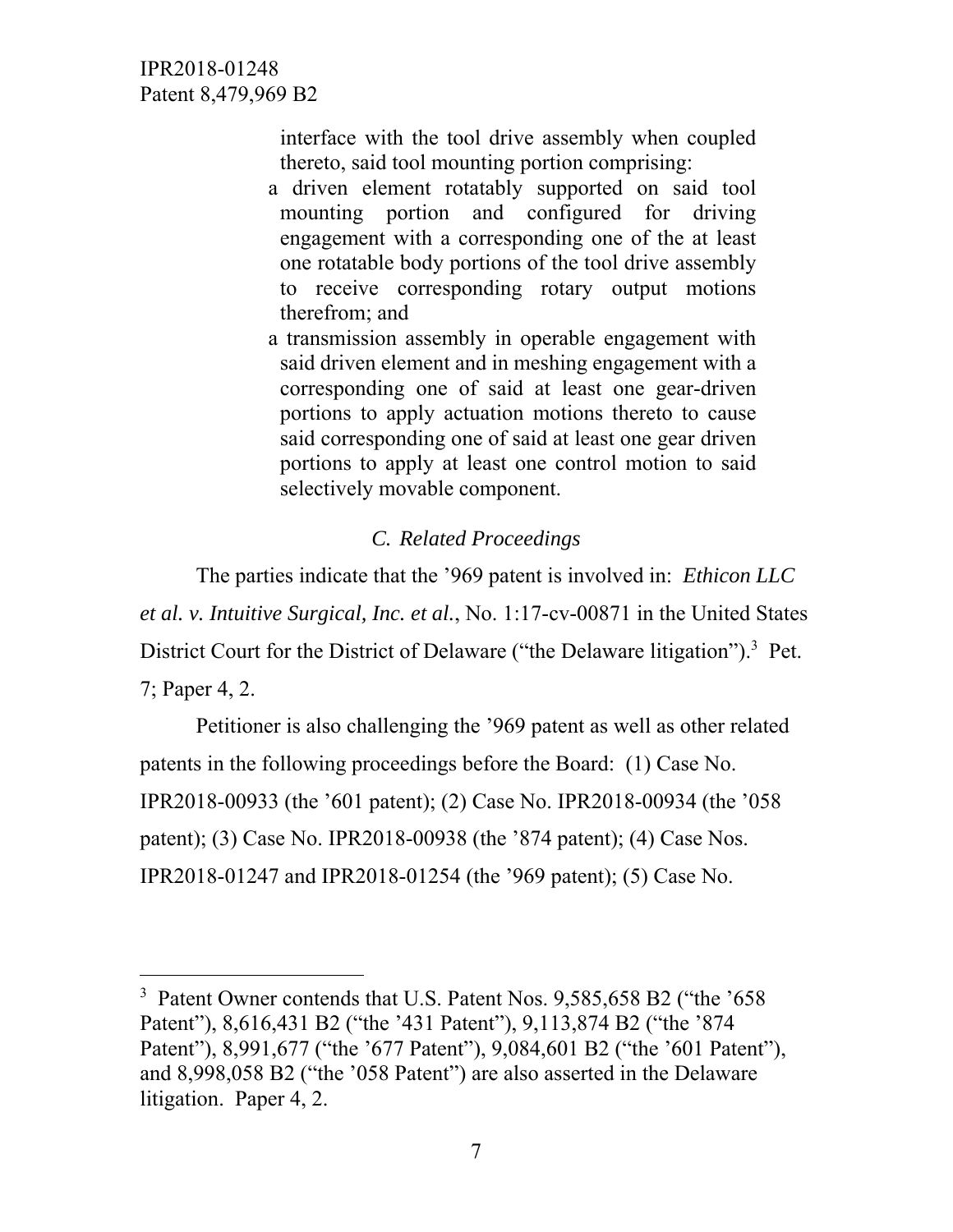> interface with the tool drive assembly when coupled thereto, said tool mounting portion comprising:
>
> a driven element rotatably supported on said tool mounting portion and configured for driving engagement with a corresponding one of the at least one rotatable body portions of the tool drive assembly to receive corresponding rotary output motions therefrom; and
>
> a transmission assembly in operable engagement with said driven element and in meshing engagement with a corresponding one of said at least one gear-driven portions to apply actuation motions thereto to cause said corresponding one of said at least one gear driven portions to apply at least one control motion to said selectively movable component.

### *C. Related Proceedings*

The parties indicate that the '969 patent is involved in: *Ethicon LLC et al. v. Intuitive Surgical, Inc. et al.*, No. 1:17-cv-00871 in the United States District Court for the District of Delaware ("the Delaware litigation").[3] Pet. 7; Paper 4, 2.

Petitioner is also challenging the '969 patent as well as other related patents in the following proceedings before the Board: (1) Case No. IPR2018-00933 (the '601 patent); (2) Case No. IPR2018-00934 (the '058 patent); (3) Case No. IPR2018-00938 (the '874 patent); (4) Case Nos. IPR2018-01247 and IPR2018-01254 (the '969 patent); (5) Case No.

---

[3] Patent Owner contends that U.S. Patent Nos. 9,585,658 B2 ("the '658 Patent"), 8,616,431 B2 ("the '431 Patent"), 9,113,874 B2 ("the '874 Patent"), 8,991,677 ("the '677 Patent"), 9,084,601 B2 ("the '601 Patent"), and 8,998,058 B2 ("the '058 Patent") are also asserted in the Delaware litigation. Paper 4, 2.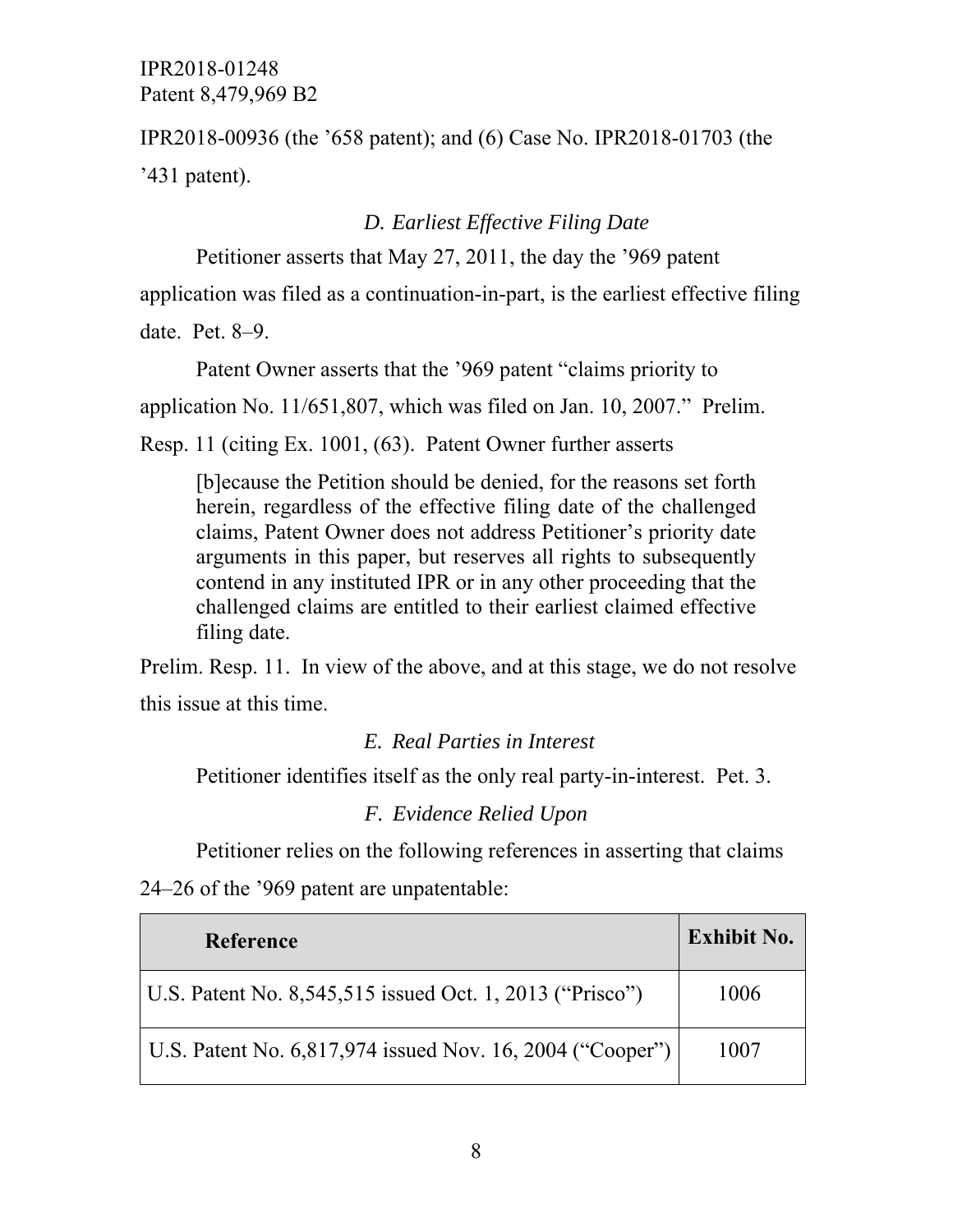IPR2018-00936 (the ’658 patent); and (6) Case No. IPR2018-01703 (the ’431 patent).

### *D. Earliest Effective Filing Date*

Petitioner asserts that May 27, 2011, the day the ’969 patent application was filed as a continuation-in-part, is the earliest effective filing date. Pet. 8–9.

Patent Owner asserts that the ’969 patent “claims priority to application No. 11/651,807, which was filed on Jan. 10, 2007.” Prelim. Resp. 11 (citing Ex. 1001, (63). Patent Owner further asserts

> [b]ecause the Petition should be denied, for the reasons set forth herein, regardless of the effective filing date of the challenged claims, Patent Owner does not address Petitioner’s priority date arguments in this paper, but reserves all rights to subsequently contend in any instituted IPR or in any other proceeding that the challenged claims are entitled to their earliest claimed effective filing date.

Prelim. Resp. 11. In view of the above, and at this stage, we do not resolve this issue at this time.

### *E. Real Parties in Interest*

Petitioner identifies itself as the only real party-in-interest. Pet. 3.

### *F. Evidence Relied Upon*

Petitioner relies on the following references in asserting that claims 24–26 of the ’969 patent are unpatentable:

| Reference | Exhibit No. |
|---|---|
| U.S. Patent No. 8,545,515 issued Oct. 1, 2013 (“Prisco”) | 1006 |
| U.S. Patent No. 6,817,974 issued Nov. 16, 2004 (“Cooper”) | 1007 |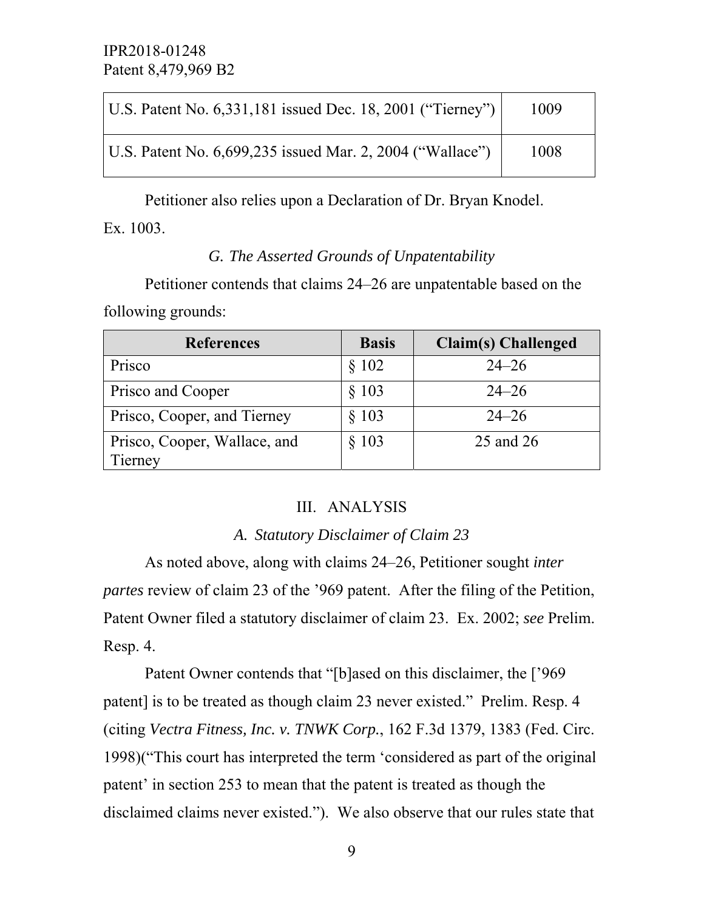| U.S. Patent No. 6,331,181 issued Dec. 18, 2001 (“Tierney”) | 1009 |
|---|---|
| U.S. Patent No. 6,699,235 issued Mar. 2, 2004 (“Wallace”) | 1008 |

Petitioner also relies upon a Declaration of Dr. Bryan Knodel. Ex. 1003.

### *G. The Asserted Grounds of Unpatentability*

Petitioner contends that claims 24–26 are unpatentable based on the following grounds:

| References | Basis | Claim(s) Challenged |
|---|---|---|
| Prisco | § 102 | 24–26 |
| Prisco and Cooper | § 103 | 24–26 |
| Prisco, Cooper, and Tierney | § 103 | 24–26 |
| Prisco, Cooper, Wallace, and Tierney | § 103 | 25 and 26 |

## III. ANALYSIS

### *A. Statutory Disclaimer of Claim 23*

As noted above, along with claims 24–26, Petitioner sought *inter partes* review of claim 23 of the ’969 patent. After the filing of the Petition, Patent Owner filed a statutory disclaimer of claim 23. Ex. 2002; *see* Prelim. Resp. 4.

Patent Owner contends that “[b]ased on this disclaimer, the [’969 patent] is to be treated as though claim 23 never existed.” Prelim. Resp. 4 (citing *Vectra Fitness, Inc. v. TNWK Corp.*, 162 F.3d 1379, 1383 (Fed. Circ. 1998)(“This court has interpreted the term ‘considered as part of the original patent’ in section 253 to mean that the patent is treated as though the disclaimed claims never existed.”). We also observe that our rules state that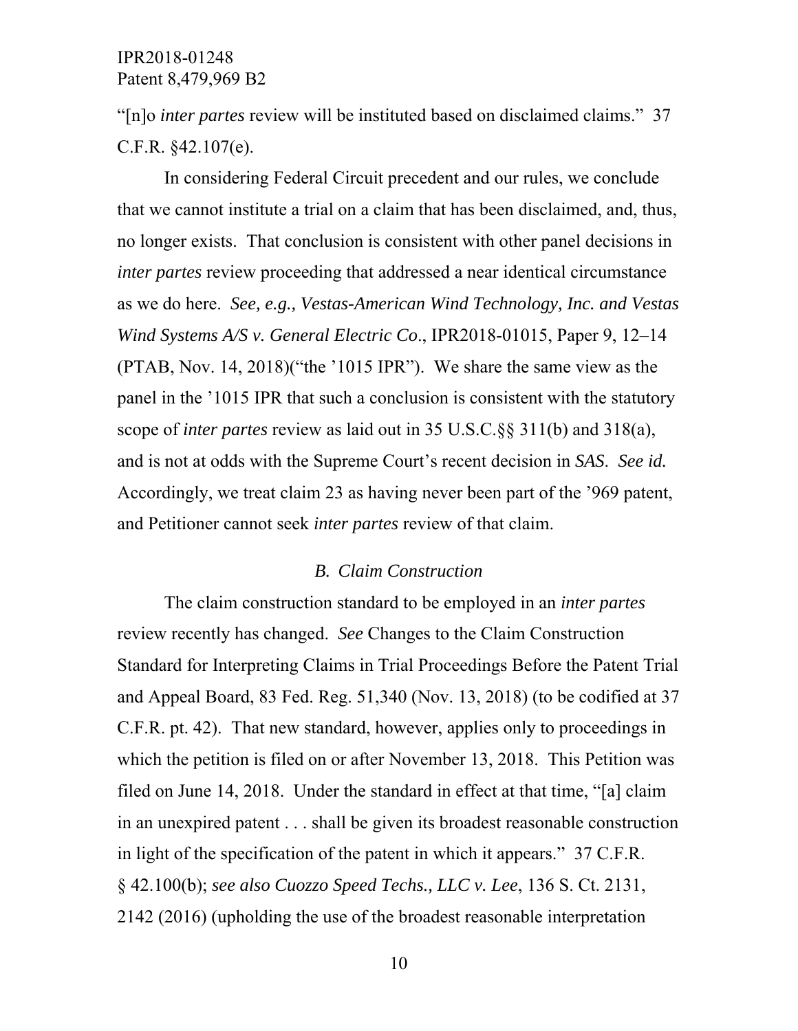"[n]o *inter partes* review will be instituted based on disclaimed claims." 37 C.F.R. §42.107(e).

In considering Federal Circuit precedent and our rules, we conclude that we cannot institute a trial on a claim that has been disclaimed, and, thus, no longer exists. That conclusion is consistent with other panel decisions in *inter partes* review proceeding that addressed a near identical circumstance as we do here. *See, e.g., Vestas-American Wind Technology, Inc. and Vestas Wind Systems A/S v. General Electric Co*., IPR2018-01015, Paper 9, 12–14 (PTAB, Nov. 14, 2018)("the '1015 IPR"). We share the same view as the panel in the '1015 IPR that such a conclusion is consistent with the statutory scope of *inter partes* review as laid out in 35 U.S.C.§§ 311(b) and 318(a), and is not at odds with the Supreme Court's recent decision in *SAS*. *See id.* Accordingly, we treat claim 23 as having never been part of the '969 patent, and Petitioner cannot seek *inter partes* review of that claim.

### *B. Claim Construction*

The claim construction standard to be employed in an *inter partes* review recently has changed. *See* Changes to the Claim Construction Standard for Interpreting Claims in Trial Proceedings Before the Patent Trial and Appeal Board, 83 Fed. Reg. 51,340 (Nov. 13, 2018) (to be codified at 37 C.F.R. pt. 42). That new standard, however, applies only to proceedings in which the petition is filed on or after November 13, 2018. This Petition was filed on June 14, 2018. Under the standard in effect at that time, "[a] claim in an unexpired patent . . . shall be given its broadest reasonable construction in light of the specification of the patent in which it appears." 37 C.F.R. § 42.100(b); *see also Cuozzo Speed Techs., LLC v. Lee*, 136 S. Ct. 2131, 2142 (2016) (upholding the use of the broadest reasonable interpretation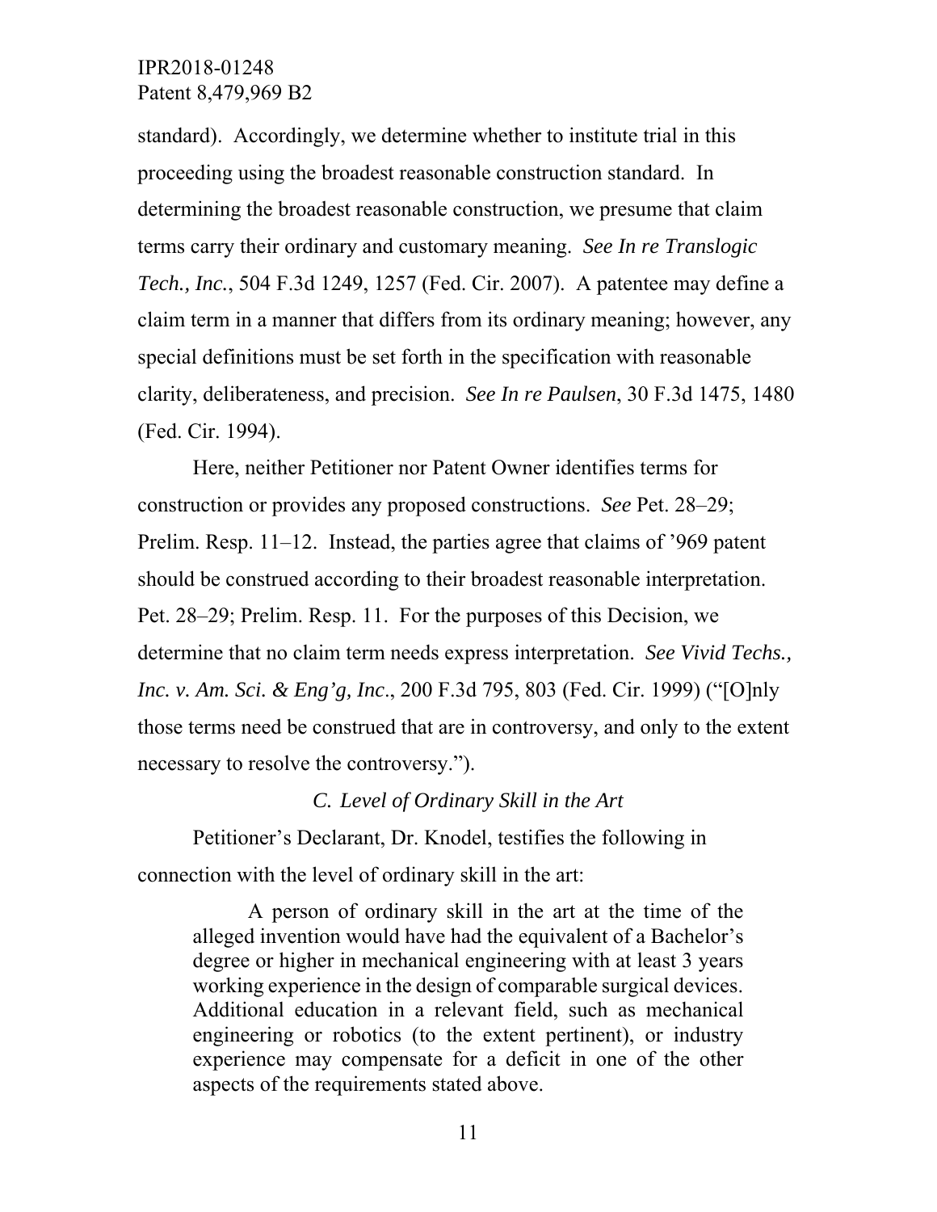standard). Accordingly, we determine whether to institute trial in this proceeding using the broadest reasonable construction standard. In determining the broadest reasonable construction, we presume that claim terms carry their ordinary and customary meaning. *See In re Translogic Tech., Inc.*, 504 F.3d 1249, 1257 (Fed. Cir. 2007). A patentee may define a claim term in a manner that differs from its ordinary meaning; however, any special definitions must be set forth in the specification with reasonable clarity, deliberateness, and precision. *See In re Paulsen*, 30 F.3d 1475, 1480 (Fed. Cir. 1994).

Here, neither Petitioner nor Patent Owner identifies terms for construction or provides any proposed constructions. *See* Pet. 28–29; Prelim. Resp. 11–12. Instead, the parties agree that claims of '969 patent should be construed according to their broadest reasonable interpretation. Pet. 28–29; Prelim. Resp. 11. For the purposes of this Decision, we determine that no claim term needs express interpretation. *See Vivid Techs., Inc. v. Am. Sci. & Eng'g, Inc*., 200 F.3d 795, 803 (Fed. Cir. 1999) ("[O]nly those terms need be construed that are in controversy, and only to the extent necessary to resolve the controversy.").

### *C. Level of Ordinary Skill in the Art*

Petitioner's Declarant, Dr. Knodel, testifies the following in connection with the level of ordinary skill in the art:

> A person of ordinary skill in the art at the time of the alleged invention would have had the equivalent of a Bachelor's degree or higher in mechanical engineering with at least 3 years working experience in the design of comparable surgical devices. Additional education in a relevant field, such as mechanical engineering or robotics (to the extent pertinent), or industry experience may compensate for a deficit in one of the other aspects of the requirements stated above.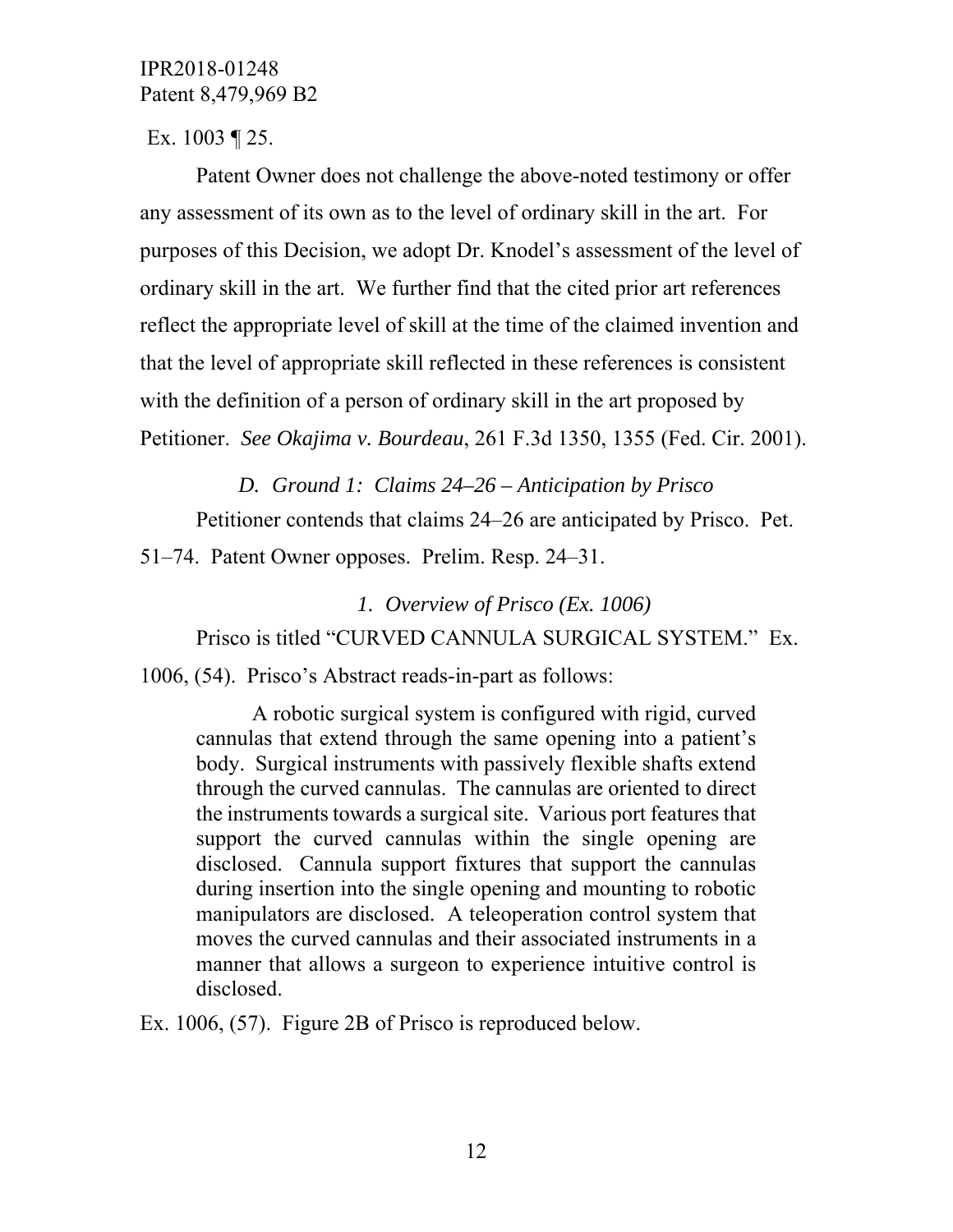Ex. 1003 ¶ 25.

Patent Owner does not challenge the above-noted testimony or offer any assessment of its own as to the level of ordinary skill in the art. For purposes of this Decision, we adopt Dr. Knodel's assessment of the level of ordinary skill in the art. We further find that the cited prior art references reflect the appropriate level of skill at the time of the claimed invention and that the level of appropriate skill reflected in these references is consistent with the definition of a person of ordinary skill in the art proposed by Petitioner. *See Okajima v. Bourdeau*, 261 F.3d 1350, 1355 (Fed. Cir. 2001).

### *D. Ground 1: Claims 24–26 – Anticipation by Prisco*

Petitioner contends that claims 24–26 are anticipated by Prisco. Pet. 51–74. Patent Owner opposes. Prelim. Resp. 24–31.

#### *1. Overview of Prisco (Ex. 1006)*

Prisco is titled "CURVED CANNULA SURGICAL SYSTEM." Ex. 1006, (54). Prisco's Abstract reads-in-part as follows:

> A robotic surgical system is configured with rigid, curved cannulas that extend through the same opening into a patient's body. Surgical instruments with passively flexible shafts extend through the curved cannulas. The cannulas are oriented to direct the instruments towards a surgical site. Various port features that support the curved cannulas within the single opening are disclosed. Cannula support fixtures that support the cannulas during insertion into the single opening and mounting to robotic manipulators are disclosed. A teleoperation control system that moves the curved cannulas and their associated instruments in a manner that allows a surgeon to experience intuitive control is disclosed.

Ex. 1006, (57). Figure 2B of Prisco is reproduced below.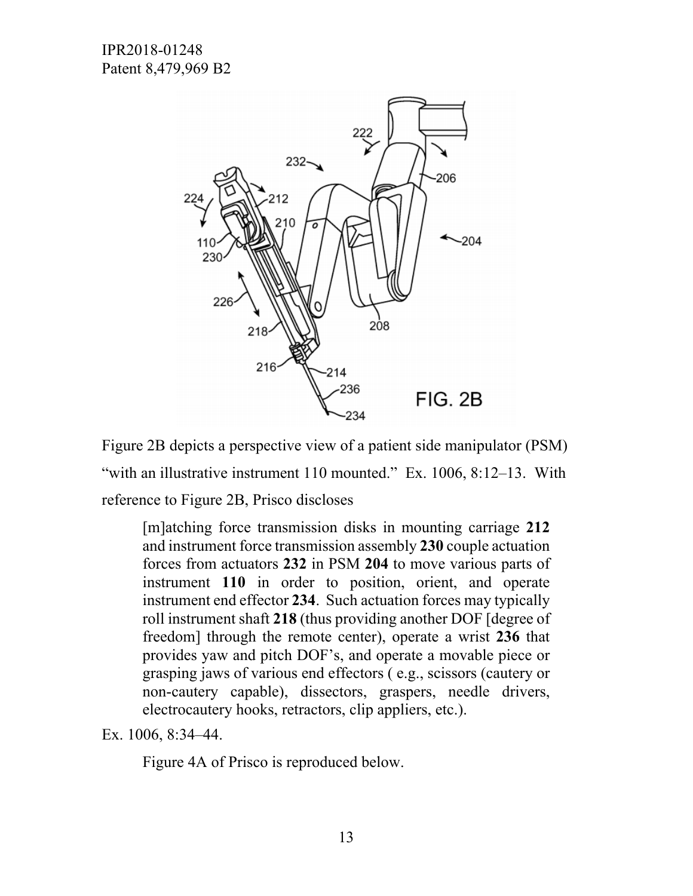Figure 2B depicts a perspective view of a patient side manipulator (PSM) "with an illustrative instrument 110 mounted." Ex. 1006, 8:12–13. With reference to Figure 2B, Prisco discloses

> [m]atching force transmission disks in mounting carriage **212** and instrument force transmission assembly **230** couple actuation forces from actuators **232** in PSM **204** to move various parts of instrument **110** in order to position, orient, and operate instrument end effector **234**. Such actuation forces may typically roll instrument shaft **218** (thus providing another DOF [degree of freedom] through the remote center), operate a wrist **236** that provides yaw and pitch DOF's, and operate a movable piece or grasping jaws of various end effectors ( e.g., scissors (cautery or non-cautery capable), dissectors, graspers, needle drivers, electrocautery hooks, retractors, clip appliers, etc.).

Ex. 1006, 8:34–44.

Figure 4A of Prisco is reproduced below.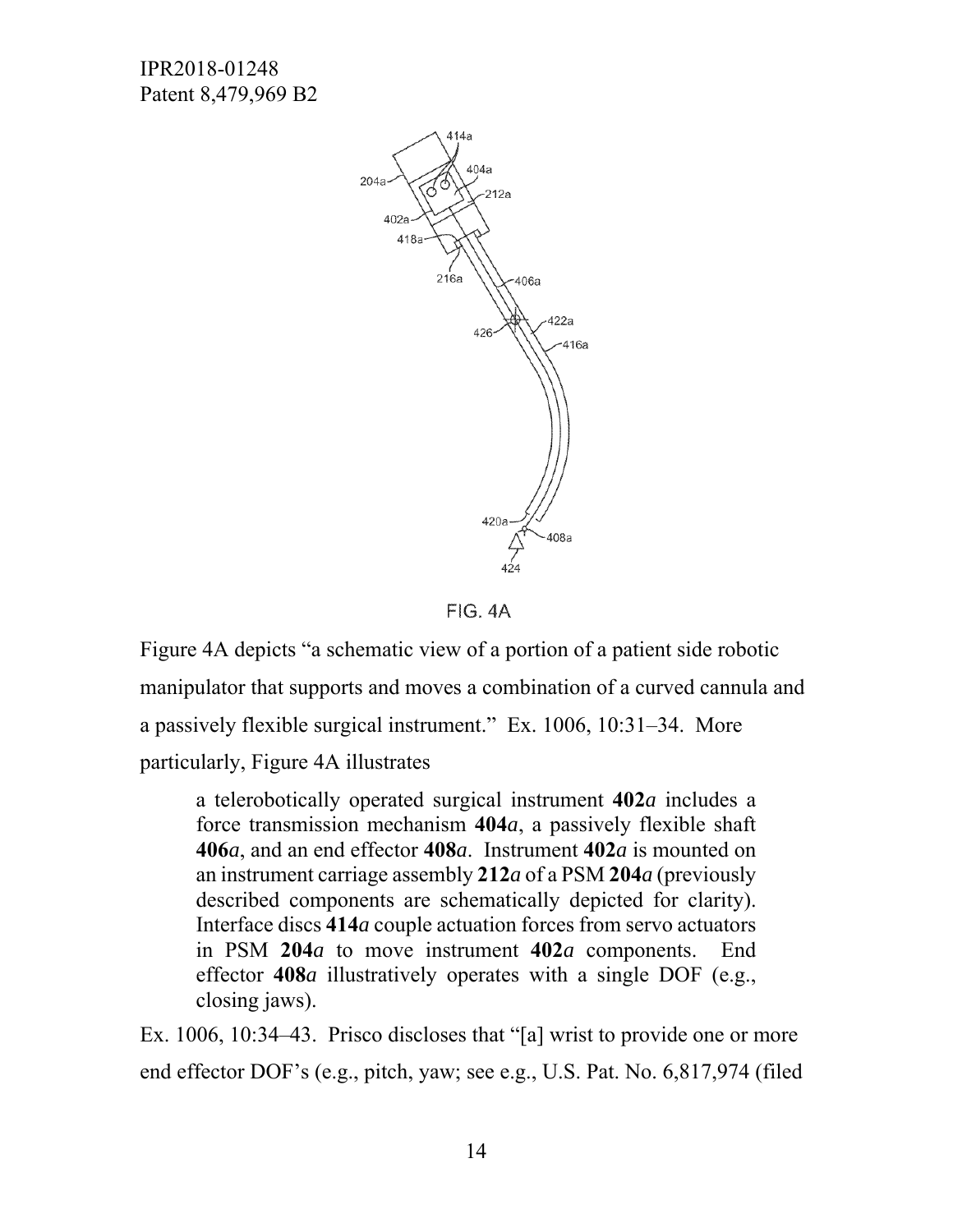FIG. 4A

Figure 4A depicts "a schematic view of a portion of a patient side robotic manipulator that supports and moves a combination of a curved cannula and a passively flexible surgical instrument." Ex. 1006, 10:31–34. More particularly, Figure 4A illustrates

> a telerobotically operated surgical instrument **402***a* includes a force transmission mechanism **404***a*, a passively flexible shaft **406***a*, and an end effector **408***a*. Instrument **402***a* is mounted on an instrument carriage assembly **212***a* of a PSM **204***a* (previously described components are schematically depicted for clarity). Interface discs **414***a* couple actuation forces from servo actuators in PSM **204***a* to move instrument **402***a* components. End effector **408***a* illustratively operates with a single DOF (e.g., closing jaws).

Ex. 1006, 10:34–43. Prisco discloses that "[a] wrist to provide one or more end effector DOF's (e.g., pitch, yaw; see e.g., U.S. Pat. No. 6,817,974 (filed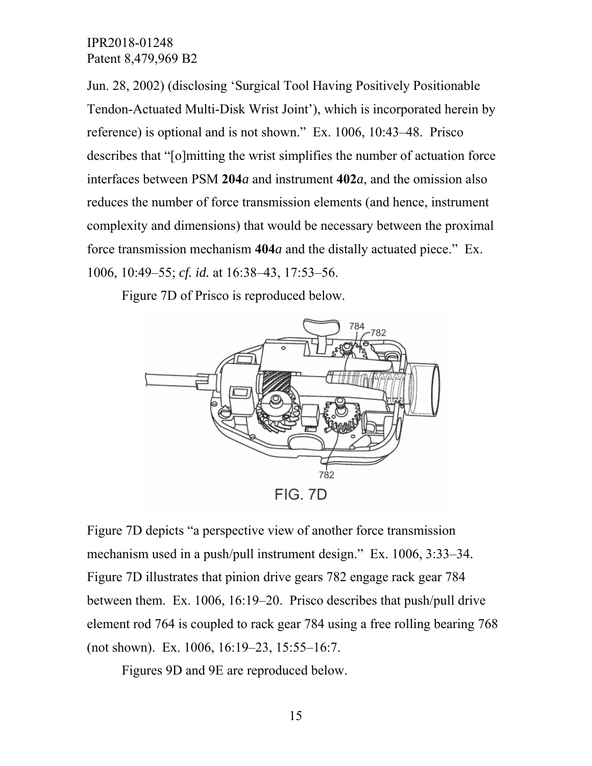Jun. 28, 2002) (disclosing 'Surgical Tool Having Positively Positionable Tendon-Actuated Multi-Disk Wrist Joint'), which is incorporated herein by reference) is optional and is not shown." Ex. 1006, 10:43–48. Prisco describes that "[o]mitting the wrist simplifies the number of actuation force interfaces between PSM **204*a*** and instrument **402*a***, and the omission also reduces the number of force transmission elements (and hence, instrument complexity and dimensions) that would be necessary between the proximal force transmission mechanism **404*a*** and the distally actuated piece." Ex. 1006, 10:49–55; *cf. id.* at 16:38–43, 17:53–56.

Figure 7D of Prisco is reproduced below.

FIG. 7D

Figure 7D depicts "a perspective view of another force transmission mechanism used in a push/pull instrument design." Ex. 1006, 3:33–34. Figure 7D illustrates that pinion drive gears 782 engage rack gear 784 between them. Ex. 1006, 16:19–20. Prisco describes that push/pull drive element rod 764 is coupled to rack gear 784 using a free rolling bearing 768 (not shown). Ex. 1006, 16:19–23, 15:55–16:7.

Figures 9D and 9E are reproduced below.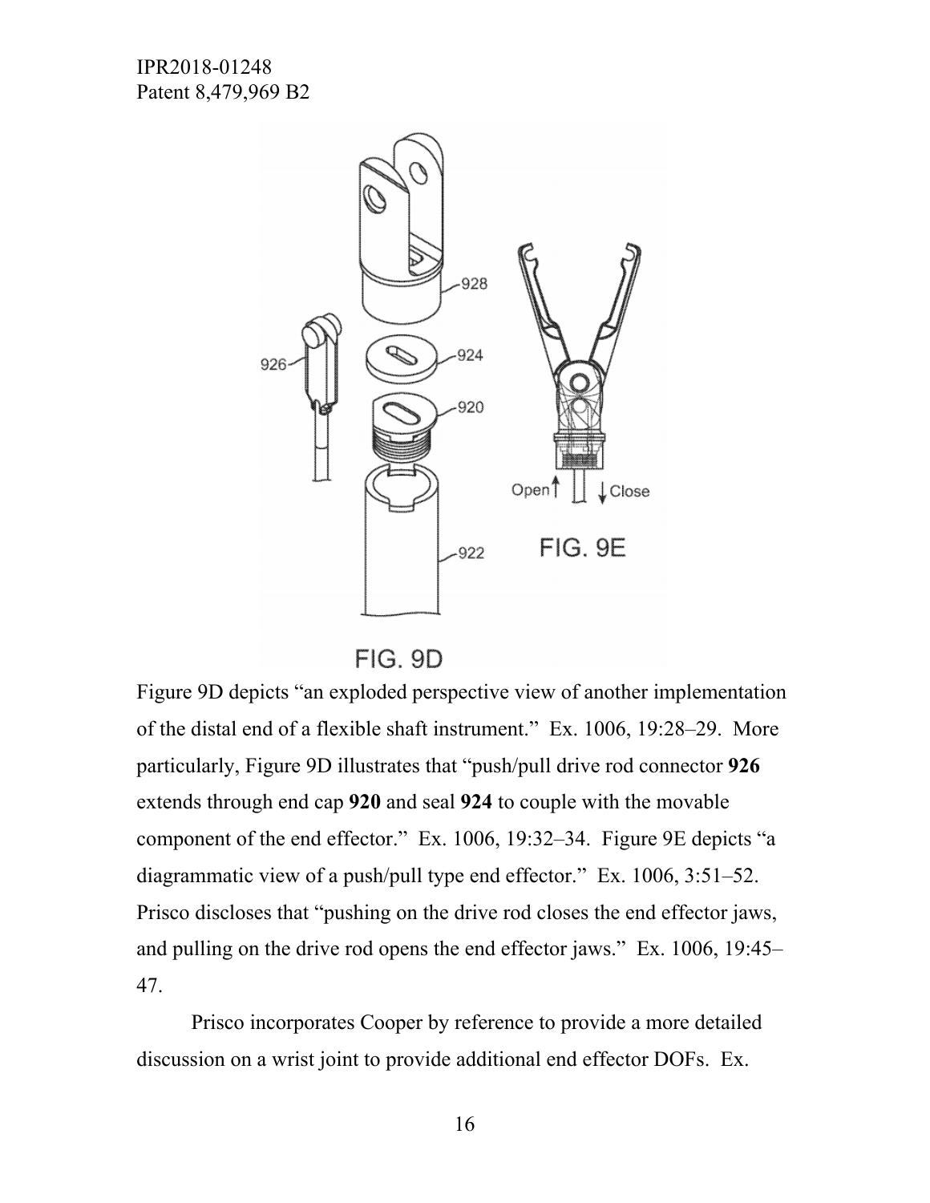Figure 9D depicts "an exploded perspective view of another implementation of the distal end of a flexible shaft instrument." Ex. 1006, 19:28–29. More particularly, Figure 9D illustrates that "push/pull drive rod connector **926** extends through end cap **920** and seal **924** to couple with the movable component of the end effector." Ex. 1006, 19:32–34. Figure 9E depicts "a diagrammatic view of a push/pull type end effector." Ex. 1006, 3:51–52. Prisco discloses that "pushing on the drive rod closes the end effector jaws, and pulling on the drive rod opens the end effector jaws." Ex. 1006, 19:45–47.

Prisco incorporates Cooper by reference to provide a more detailed discussion on a wrist joint to provide additional end effector DOFs. Ex.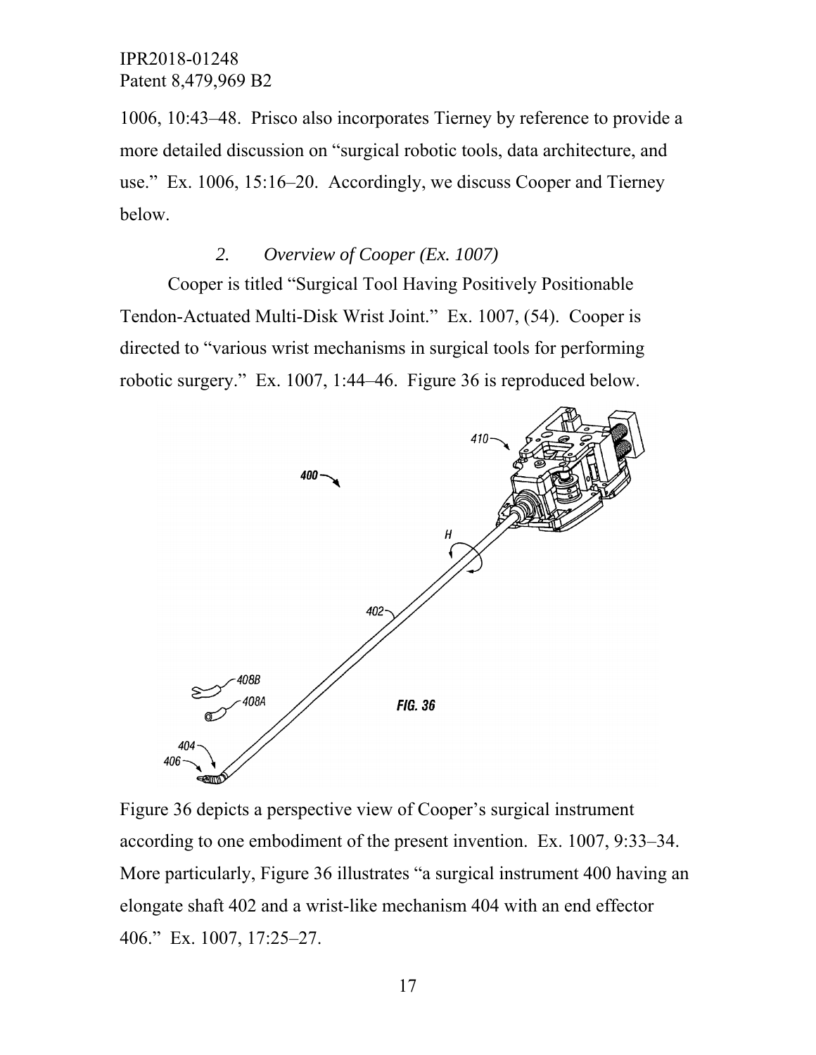1006, 10:43–48. Prisco also incorporates Tierney by reference to provide a more detailed discussion on "surgical robotic tools, data architecture, and use." Ex. 1006, 15:16–20. Accordingly, we discuss Cooper and Tierney below.

### *2. Overview of Cooper (Ex. 1007)*

Cooper is titled "Surgical Tool Having Positively Positionable Tendon-Actuated Multi-Disk Wrist Joint." Ex. 1007, (54). Cooper is directed to "various wrist mechanisms in surgical tools for performing robotic surgery." Ex. 1007, 1:44–46. Figure 36 is reproduced below.

Figure 36 depicts a perspective view of Cooper's surgical instrument according to one embodiment of the present invention. Ex. 1007, 9:33–34. More particularly, Figure 36 illustrates "a surgical instrument 400 having an elongate shaft 402 and a wrist-like mechanism 404 with an end effector 406." Ex. 1007, 17:25–27.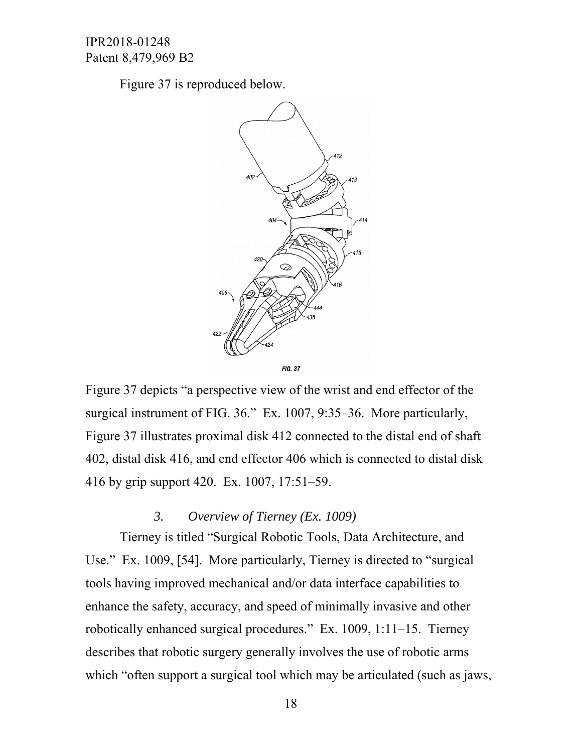Figure 37 is reproduced below.

FIG. 37

Figure 37 depicts "a perspective view of the wrist and end effector of the surgical instrument of FIG. 36." Ex. 1007, 9:35–36. More particularly, Figure 37 illustrates proximal disk 412 connected to the distal end of shaft 402, distal disk 416, and end effector 406 which is connected to distal disk 416 by grip support 420. Ex. 1007, 17:51–59.

### *3. Overview of Tierney (Ex. 1009)*

Tierney is titled "Surgical Robotic Tools, Data Architecture, and Use." Ex. 1009, [54]. More particularly, Tierney is directed to "surgical tools having improved mechanical and/or data interface capabilities to enhance the safety, accuracy, and speed of minimally invasive and other robotically enhanced surgical procedures." Ex. 1009, 1:11–15. Tierney describes that robotic surgery generally involves the use of robotic arms which "often support a surgical tool which may be articulated (such as jaws,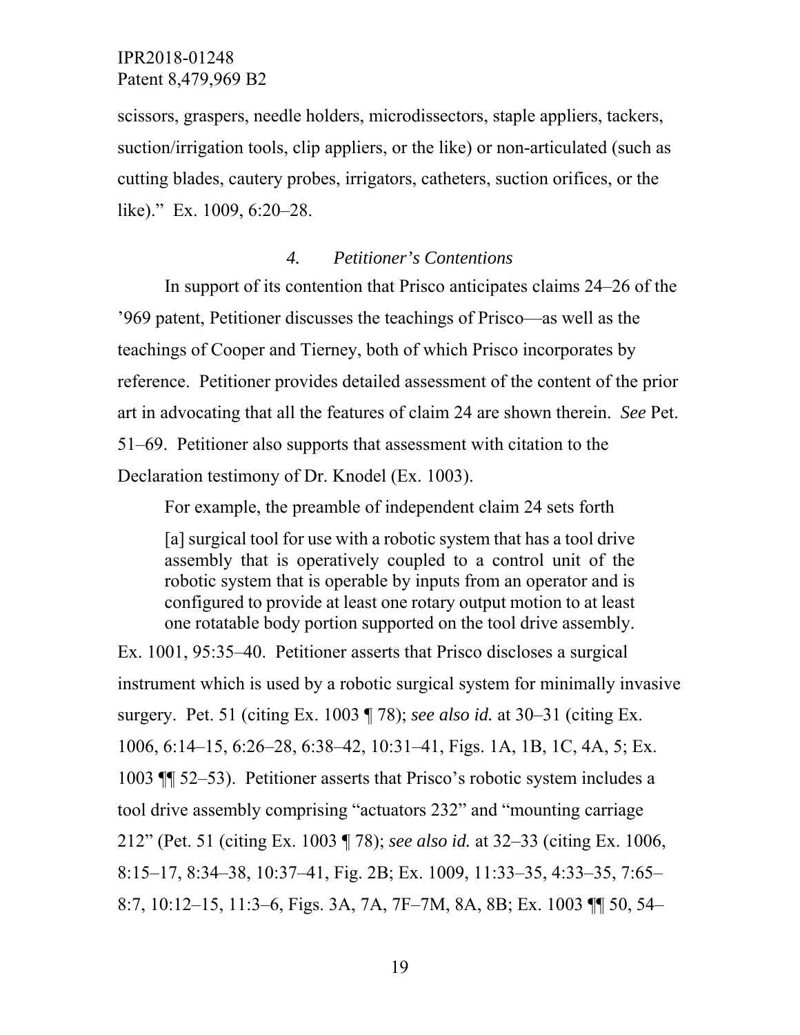scissors, graspers, needle holders, microdissectors, staple appliers, tackers, suction/irrigation tools, clip appliers, or the like) or non-articulated (such as cutting blades, cautery probes, irrigators, catheters, suction orifices, or the like)." Ex. 1009, 6:20–28.

### *4. Petitioner's Contentions*

In support of its contention that Prisco anticipates claims 24–26 of the '969 patent, Petitioner discusses the teachings of Prisco—as well as the teachings of Cooper and Tierney, both of which Prisco incorporates by reference. Petitioner provides detailed assessment of the content of the prior art in advocating that all the features of claim 24 are shown therein. *See* Pet. 51–69. Petitioner also supports that assessment with citation to the Declaration testimony of Dr. Knodel (Ex. 1003).

For example, the preamble of independent claim 24 sets forth

> [a] surgical tool for use with a robotic system that has a tool drive assembly that is operatively coupled to a control unit of the robotic system that is operable by inputs from an operator and is configured to provide at least one rotary output motion to at least one rotatable body portion supported on the tool drive assembly.

Ex. 1001, 95:35–40. Petitioner asserts that Prisco discloses a surgical instrument which is used by a robotic surgical system for minimally invasive surgery. Pet. 51 (citing Ex. 1003 ¶ 78); *see also id.* at 30–31 (citing Ex. 1006, 6:14–15, 6:26–28, 6:38–42, 10:31–41, Figs. 1A, 1B, 1C, 4A, 5; Ex. 1003 ¶¶ 52–53). Petitioner asserts that Prisco's robotic system includes a tool drive assembly comprising "actuators 232" and "mounting carriage 212" (Pet. 51 (citing Ex. 1003 ¶ 78); *see also id.* at 32–33 (citing Ex. 1006, 8:15–17, 8:34–38, 10:37–41, Fig. 2B; Ex. 1009, 11:33–35, 4:33–35, 7:65–8:7, 10:12–15, 11:3–6, Figs. 3A, 7A, 7F–7M, 8A, 8B; Ex. 1003 ¶¶ 50, 54–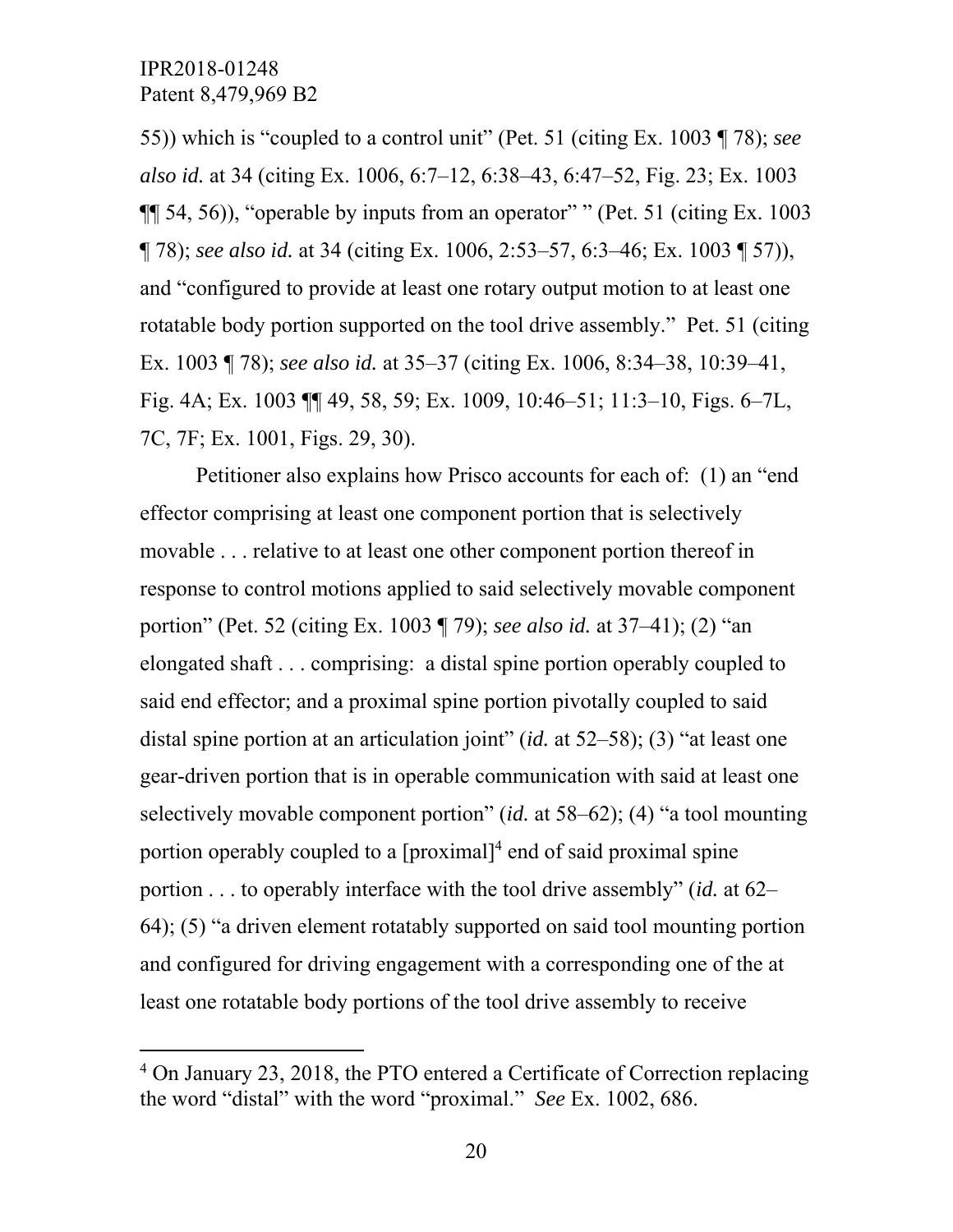55)) which is "coupled to a control unit" (Pet. 51 (citing Ex. 1003 ¶ 78); *see also id.* at 34 (citing Ex. 1006, 6:7–12, 6:38–43, 6:47–52, Fig. 23; Ex. 1003 ¶¶ 54, 56)), "operable by inputs from an operator" " (Pet. 51 (citing Ex. 1003 ¶ 78); *see also id.* at 34 (citing Ex. 1006, 2:53–57, 6:3–46; Ex. 1003 ¶ 57)), and "configured to provide at least one rotary output motion to at least one rotatable body portion supported on the tool drive assembly." Pet. 51 (citing Ex. 1003 ¶ 78); *see also id.* at 35–37 (citing Ex. 1006, 8:34–38, 10:39–41, Fig. 4A; Ex. 1003 ¶¶ 49, 58, 59; Ex. 1009, 10:46–51; 11:3–10, Figs. 6–7L, 7C, 7F; Ex. 1001, Figs. 29, 30).

Petitioner also explains how Prisco accounts for each of: (1) an "end effector comprising at least one component portion that is selectively movable . . . relative to at least one other component portion thereof in response to control motions applied to said selectively movable component portion" (Pet. 52 (citing Ex. 1003 ¶ 79); *see also id.* at 37–41); (2) "an elongated shaft . . . comprising: a distal spine portion operably coupled to said end effector; and a proximal spine portion pivotally coupled to said distal spine portion at an articulation joint" (*id.* at 52–58); (3) "at least one gear-driven portion that is in operable communication with said at least one selectively movable component portion" (*id.* at 58–62); (4) "a tool mounting portion operably coupled to a [proximal][4] end of said proximal spine portion . . . to operably interface with the tool drive assembly" (*id.* at 62–64); (5) "a driven element rotatably supported on said tool mounting portion and configured for driving engagement with a corresponding one of the at least one rotatable body portions of the tool drive assembly to receive

[4] On January 23, 2018, the PTO entered a Certificate of Correction replacing the word "distal" with the word "proximal." *See* Ex. 1002, 686.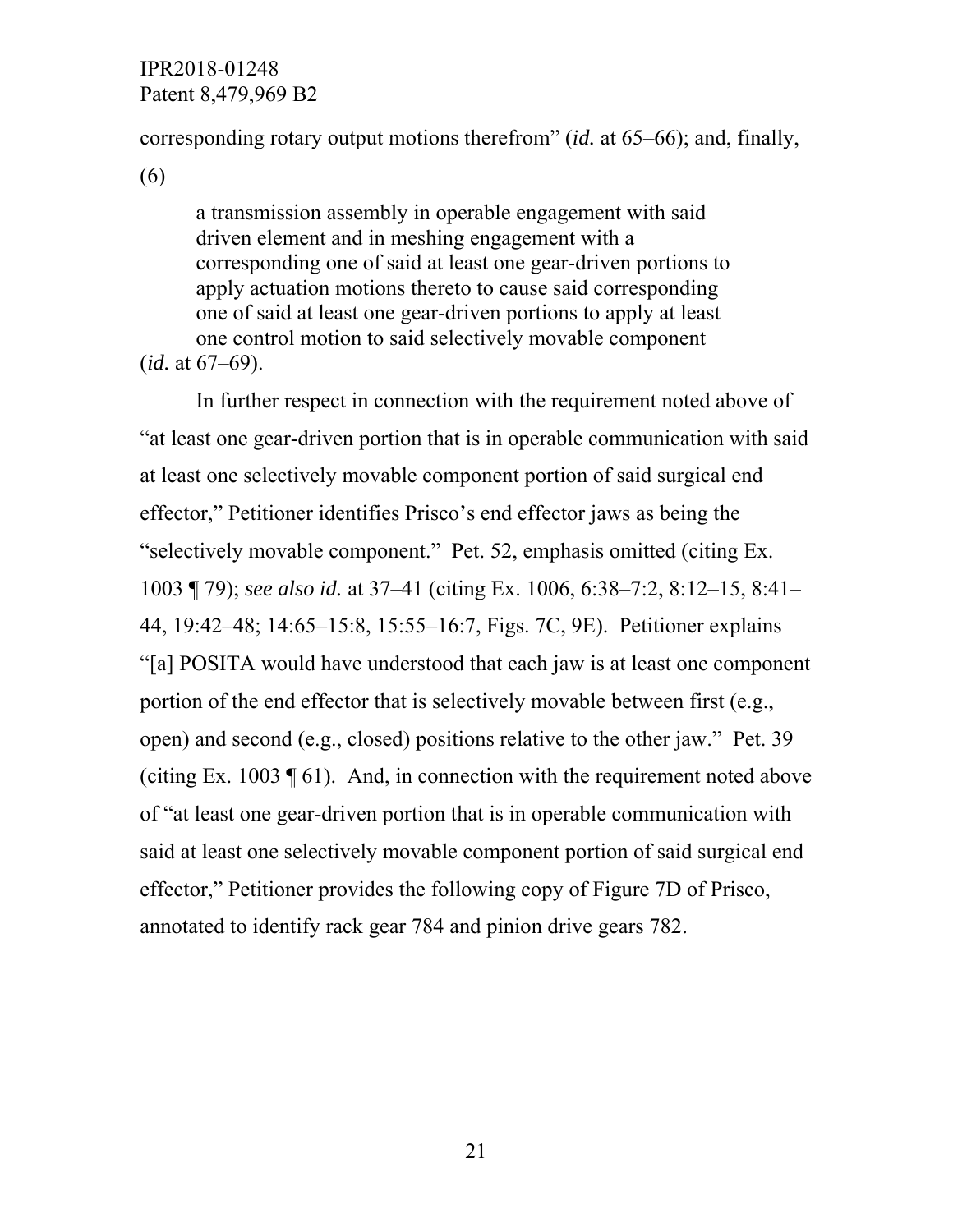corresponding rotary output motions therefrom" (*id.* at 65–66); and, finally, (6)

> a transmission assembly in operable engagement with said driven element and in meshing engagement with a corresponding one of said at least one gear-driven portions to apply actuation motions thereto to cause said corresponding one of said at least one gear-driven portions to apply at least one control motion to said selectively movable component

(*id.* at 67–69).

In further respect in connection with the requirement noted above of "at least one gear-driven portion that is in operable communication with said at least one selectively movable component portion of said surgical end effector," Petitioner identifies Prisco's end effector jaws as being the "selectively movable component." Pet. 52, emphasis omitted (citing Ex. 1003 ¶ 79); *see also id.* at 37–41 (citing Ex. 1006, 6:38–7:2, 8:12–15, 8:41–44, 19:42–48; 14:65–15:8, 15:55–16:7, Figs. 7C, 9E). Petitioner explains "[a] POSITA would have understood that each jaw is at least one component portion of the end effector that is selectively movable between first (e.g., open) and second (e.g., closed) positions relative to the other jaw." Pet. 39 (citing Ex. 1003 ¶ 61). And, in connection with the requirement noted above of "at least one gear-driven portion that is in operable communication with said at least one selectively movable component portion of said surgical end effector," Petitioner provides the following copy of Figure 7D of Prisco, annotated to identify rack gear 784 and pinion drive gears 782.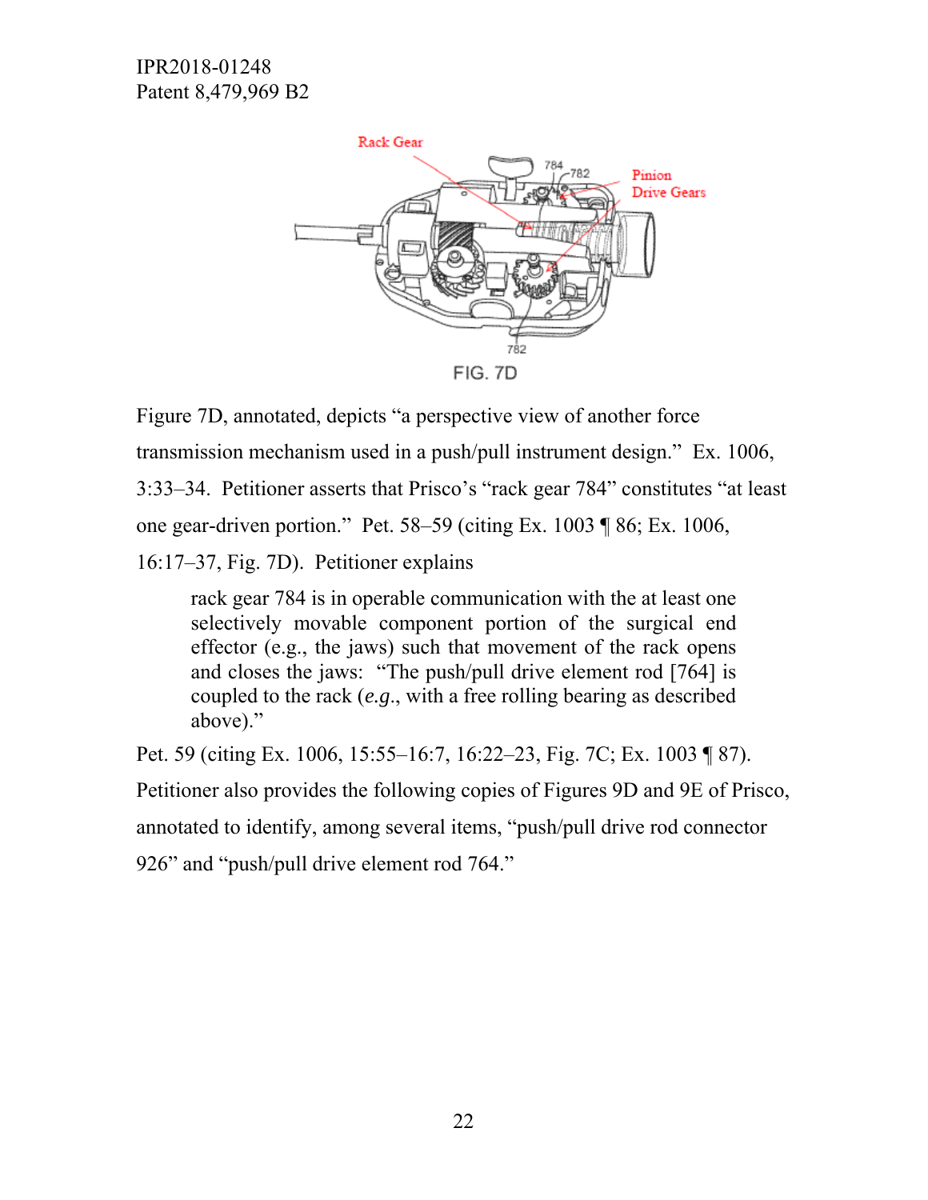Figure 7D, annotated, depicts "a perspective view of another force transmission mechanism used in a push/pull instrument design." Ex. 1006, 3:33–34. Petitioner asserts that Prisco's "rack gear 784" constitutes "at least one gear-driven portion." Pet. 58–59 (citing Ex. 1003 ¶ 86; Ex. 1006, 16:17–37, Fig. 7D). Petitioner explains

> rack gear 784 is in operable communication with the at least one selectively movable component portion of the surgical end effector (e.g., the jaws) such that movement of the rack opens and closes the jaws: "The push/pull drive element rod [764] is coupled to the rack (*e.g.*, with a free rolling bearing as described above)."

Pet. 59 (citing Ex. 1006, 15:55–16:7, 16:22–23, Fig. 7C; Ex. 1003 ¶ 87). Petitioner also provides the following copies of Figures 9D and 9E of Prisco, annotated to identify, among several items, "push/pull drive rod connector 926" and "push/pull drive element rod 764."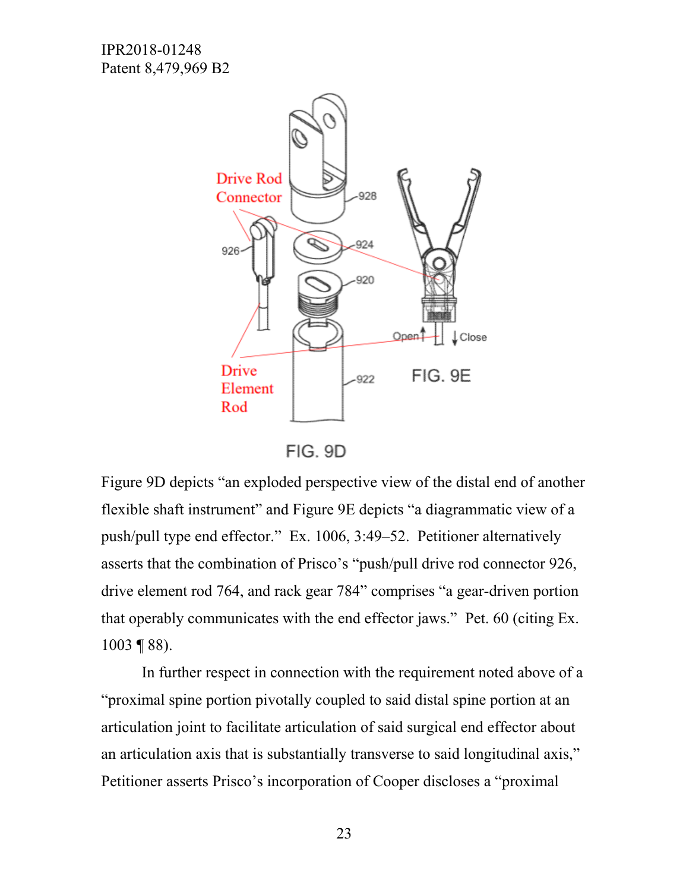Figure 9D depicts "an exploded perspective view of the distal end of another flexible shaft instrument" and Figure 9E depicts "a diagrammatic view of a push/pull type end effector." Ex. 1006, 3:49–52. Petitioner alternatively asserts that the combination of Prisco's "push/pull drive rod connector 926, drive element rod 764, and rack gear 784" comprises "a gear-driven portion that operably communicates with the end effector jaws." Pet. 60 (citing Ex. 1003 ¶ 88).

In further respect in connection with the requirement noted above of a "proximal spine portion pivotally coupled to said distal spine portion at an articulation joint to facilitate articulation of said surgical end effector about an articulation axis that is substantially transverse to said longitudinal axis," Petitioner asserts Prisco's incorporation of Cooper discloses a "proximal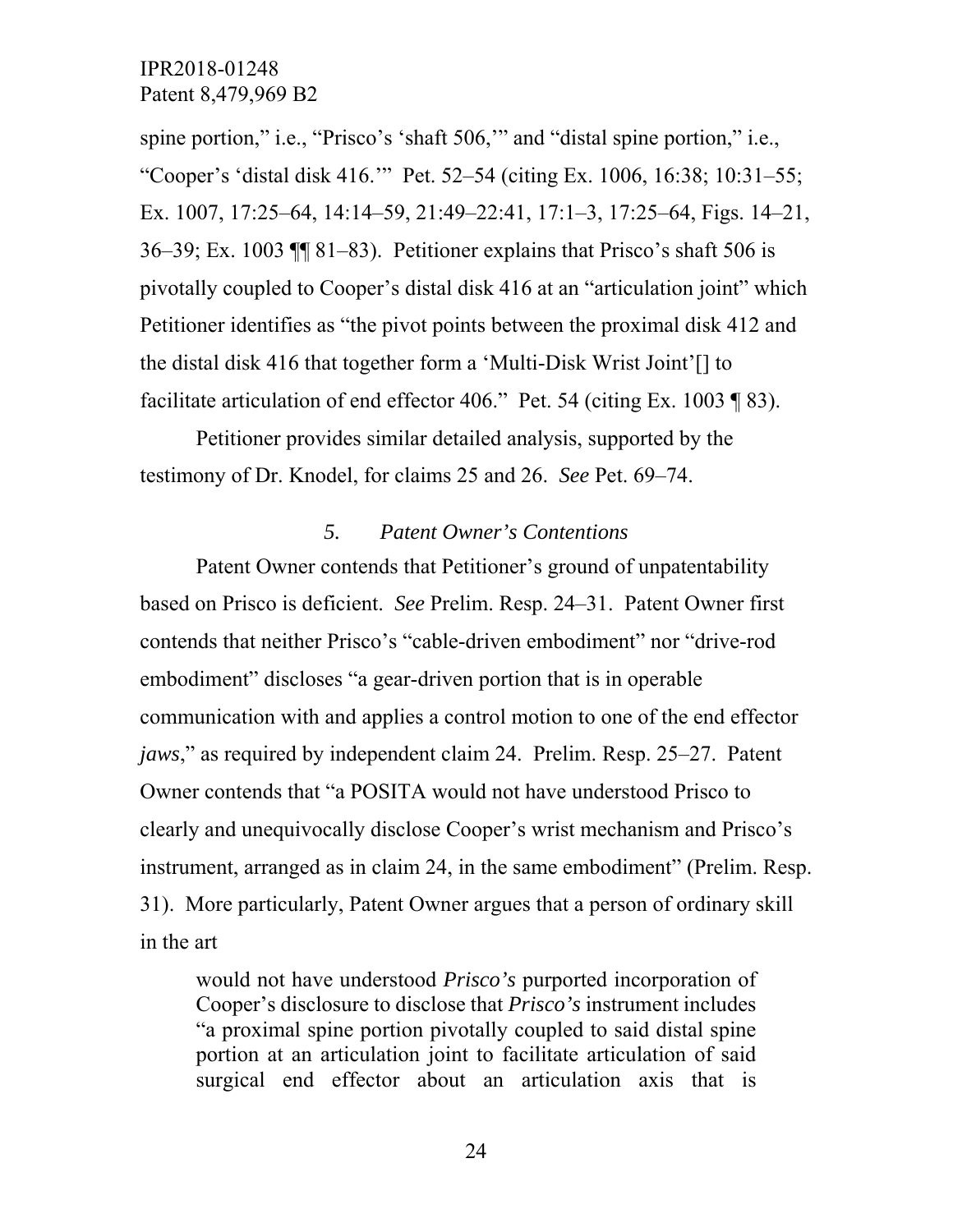spine portion," i.e., "Prisco's 'shaft 506,'" and "distal spine portion," i.e., "Cooper's 'distal disk 416.'" Pet. 52–54 (citing Ex. 1006, 16:38; 10:31–55; Ex. 1007, 17:25–64, 14:14–59, 21:49–22:41, 17:1–3, 17:25–64, Figs. 14–21, 36–39; Ex. 1003 ¶¶ 81–83). Petitioner explains that Prisco's shaft 506 is pivotally coupled to Cooper's distal disk 416 at an "articulation joint" which Petitioner identifies as "the pivot points between the proximal disk 412 and the distal disk 416 that together form a 'Multi-Disk Wrist Joint'[] to facilitate articulation of end effector 406." Pet. 54 (citing Ex. 1003 ¶ 83).

Petitioner provides similar detailed analysis, supported by the testimony of Dr. Knodel, for claims 25 and 26. *See* Pet. 69–74.

### *5. Patent Owner's Contentions*

Patent Owner contends that Petitioner's ground of unpatentability based on Prisco is deficient. *See* Prelim. Resp. 24–31. Patent Owner first contends that neither Prisco's "cable-driven embodiment" nor "drive-rod embodiment" discloses "a gear-driven portion that is in operable communication with and applies a control motion to one of the end effector *jaws*," as required by independent claim 24. Prelim. Resp. 25–27. Patent Owner contends that "a POSITA would not have understood Prisco to clearly and unequivocally disclose Cooper's wrist mechanism and Prisco's instrument, arranged as in claim 24, in the same embodiment" (Prelim. Resp. 31). More particularly, Patent Owner argues that a person of ordinary skill in the art

> would not have understood *Prisco's* purported incorporation of Cooper's disclosure to disclose that *Prisco's* instrument includes "a proximal spine portion pivotally coupled to said distal spine portion at an articulation joint to facilitate articulation of said surgical end effector about an articulation axis that is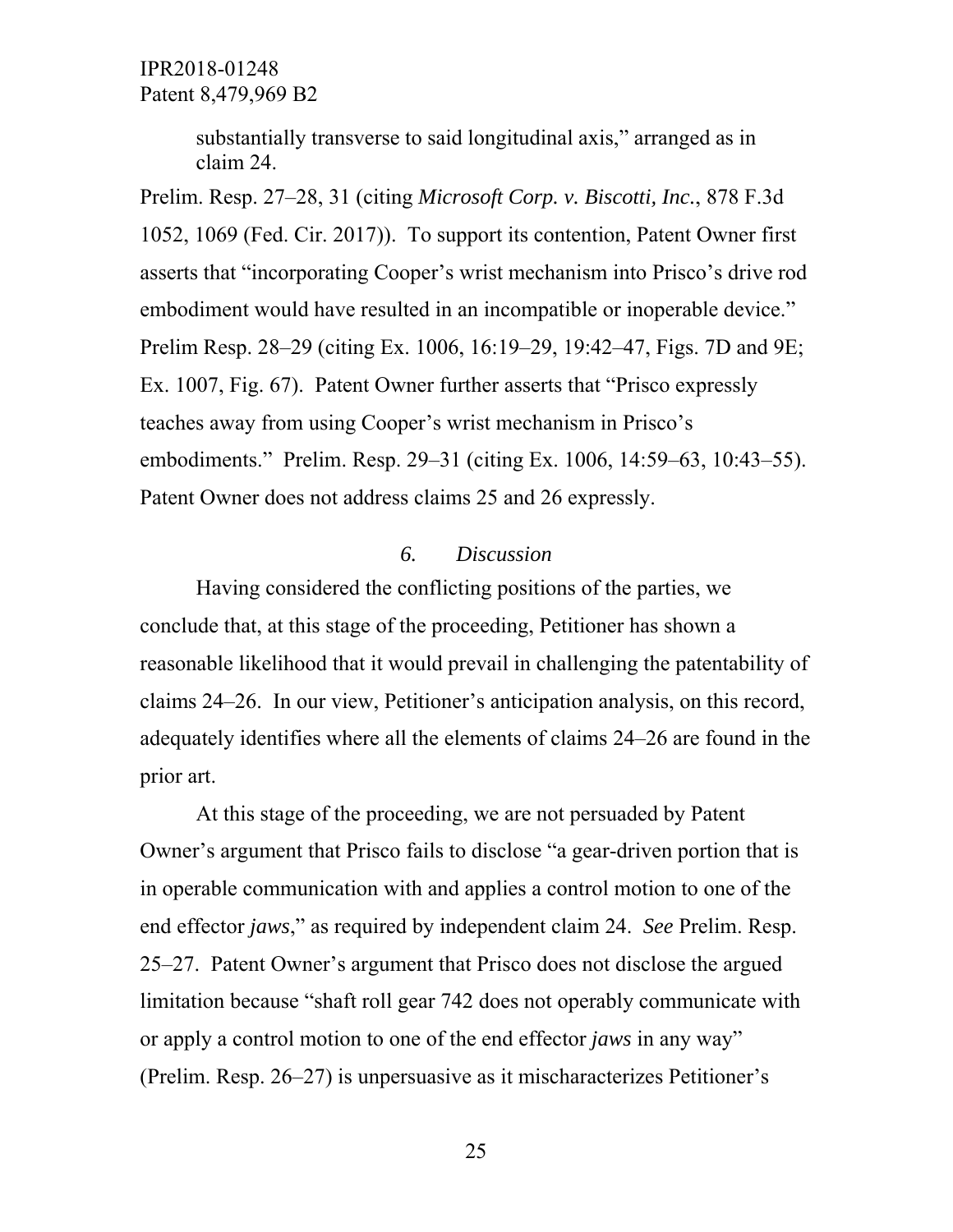substantially transverse to said longitudinal axis," arranged as in claim 24.

Prelim. Resp. 27–28, 31 (citing *Microsoft Corp. v. Biscotti, Inc.*, 878 F.3d 1052, 1069 (Fed. Cir. 2017)). To support its contention, Patent Owner first asserts that "incorporating Cooper's wrist mechanism into Prisco's drive rod embodiment would have resulted in an incompatible or inoperable device." Prelim Resp. 28–29 (citing Ex. 1006, 16:19–29, 19:42–47, Figs. 7D and 9E; Ex. 1007, Fig. 67). Patent Owner further asserts that "Prisco expressly teaches away from using Cooper's wrist mechanism in Prisco's embodiments." Prelim. Resp. 29–31 (citing Ex. 1006, 14:59–63, 10:43–55). Patent Owner does not address claims 25 and 26 expressly.

### *6. Discussion*

Having considered the conflicting positions of the parties, we conclude that, at this stage of the proceeding, Petitioner has shown a reasonable likelihood that it would prevail in challenging the patentability of claims 24–26. In our view, Petitioner's anticipation analysis, on this record, adequately identifies where all the elements of claims 24–26 are found in the prior art.

At this stage of the proceeding, we are not persuaded by Patent Owner's argument that Prisco fails to disclose "a gear-driven portion that is in operable communication with and applies a control motion to one of the end effector *jaws*," as required by independent claim 24. *See* Prelim. Resp. 25–27. Patent Owner's argument that Prisco does not disclose the argued limitation because "shaft roll gear 742 does not operably communicate with or apply a control motion to one of the end effector *jaws* in any way" (Prelim. Resp. 26–27) is unpersuasive as it mischaracterizes Petitioner's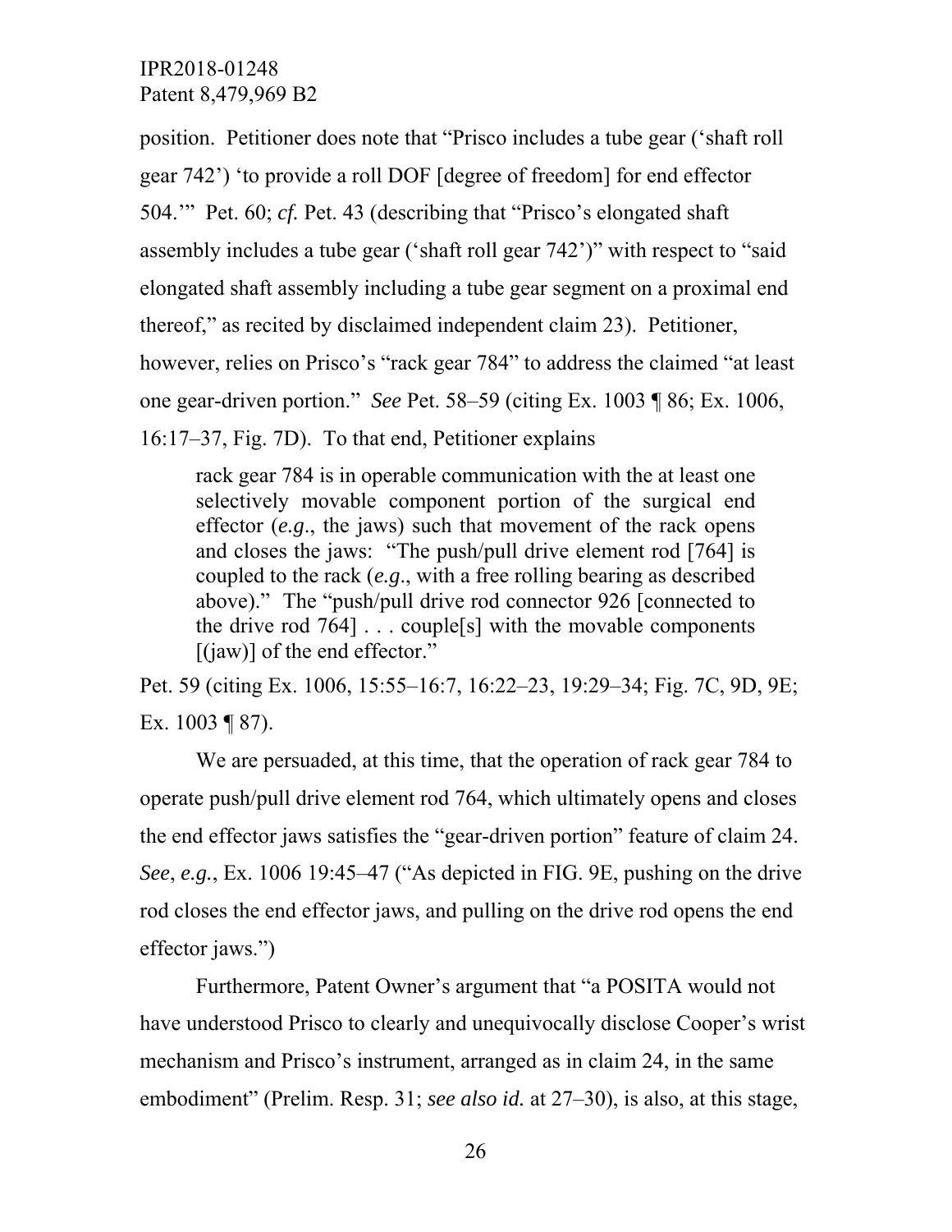position. Petitioner does note that "Prisco includes a tube gear ('shaft roll gear 742') 'to provide a roll DOF [degree of freedom] for end effector 504.'" Pet. 60; *cf.* Pet. 43 (describing that "Prisco's elongated shaft assembly includes a tube gear ('shaft roll gear 742')" with respect to "said elongated shaft assembly including a tube gear segment on a proximal end thereof," as recited by disclaimed independent claim 23). Petitioner, however, relies on Prisco's "rack gear 784" to address the claimed "at least one gear-driven portion." *See* Pet. 58–59 (citing Ex. 1003 ¶ 86; Ex. 1006, 16:17–37, Fig. 7D). To that end, Petitioner explains

> rack gear 784 is in operable communication with the at least one selectively movable component portion of the surgical end effector (*e.g.*, the jaws) such that movement of the rack opens and closes the jaws: "The push/pull drive element rod [764] is coupled to the rack (*e.g.*, with a free rolling bearing as described above)." The "push/pull drive rod connector 926 [connected to the drive rod 764] . . . couple[s] with the movable components [(jaw)] of the end effector."

Pet. 59 (citing Ex. 1006, 15:55–16:7, 16:22–23, 19:29–34; Fig. 7C, 9D, 9E; Ex. 1003 ¶ 87).

We are persuaded, at this time, that the operation of rack gear 784 to operate push/pull drive element rod 764, which ultimately opens and closes the end effector jaws satisfies the "gear-driven portion" feature of claim 24. *See*, *e.g.*, Ex. 1006 19:45–47 ("As depicted in FIG. 9E, pushing on the drive rod closes the end effector jaws, and pulling on the drive rod opens the end effector jaws.")

Furthermore, Patent Owner's argument that "a POSITA would not have understood Prisco to clearly and unequivocally disclose Cooper's wrist mechanism and Prisco's instrument, arranged as in claim 24, in the same embodiment" (Prelim. Resp. 31; *see also id.* at 27–30), is also, at this stage,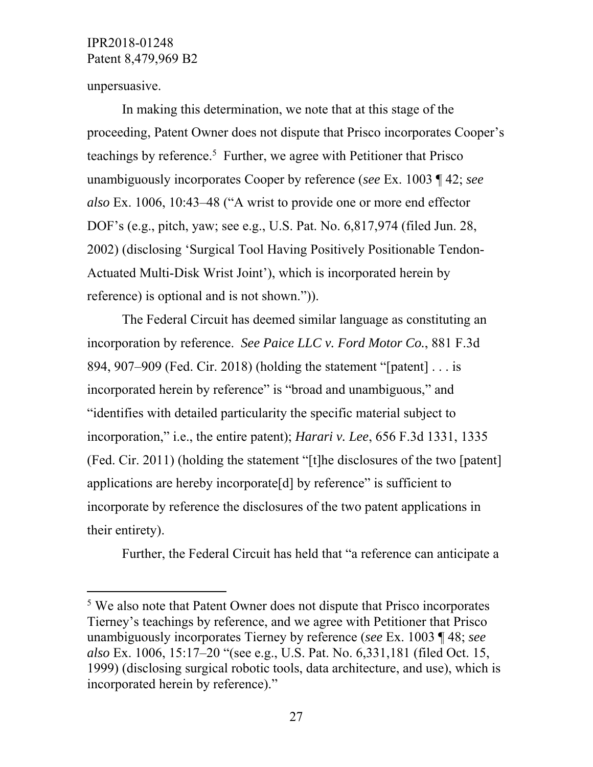unpersuasive.

In making this determination, we note that at this stage of the proceeding, Patent Owner does not dispute that Prisco incorporates Cooper's teachings by reference.[5] Further, we agree with Petitioner that Prisco unambiguously incorporates Cooper by reference (*see* Ex. 1003 ¶ 42; *see also* Ex. 1006, 10:43–48 ("A wrist to provide one or more end effector DOF's (e.g., pitch, yaw; see e.g., U.S. Pat. No. 6,817,974 (filed Jun. 28, 2002) (disclosing 'Surgical Tool Having Positively Positionable Tendon-Actuated Multi-Disk Wrist Joint'), which is incorporated herein by reference) is optional and is not shown.")).

The Federal Circuit has deemed similar language as constituting an incorporation by reference. *See Paice LLC v. Ford Motor Co.*, 881 F.3d 894, 907–909 (Fed. Cir. 2018) (holding the statement "[patent] . . . is incorporated herein by reference" is "broad and unambiguous," and "identifies with detailed particularity the specific material subject to incorporation," i.e., the entire patent); *Harari v. Lee*, 656 F.3d 1331, 1335 (Fed. Cir. 2011) (holding the statement "[t]he disclosures of the two [patent] applications are hereby incorporate[d] by reference" is sufficient to incorporate by reference the disclosures of the two patent applications in their entirety).

Further, the Federal Circuit has held that "a reference can anticipate a

---

[5] We also note that Patent Owner does not dispute that Prisco incorporates Tierney's teachings by reference, and we agree with Petitioner that Prisco unambiguously incorporates Tierney by reference (*see* Ex. 1003 ¶ 48; *see also* Ex. 1006, 15:17–20 "(see e.g., U.S. Pat. No. 6,331,181 (filed Oct. 15, 1999) (disclosing surgical robotic tools, data architecture, and use), which is incorporated herein by reference)."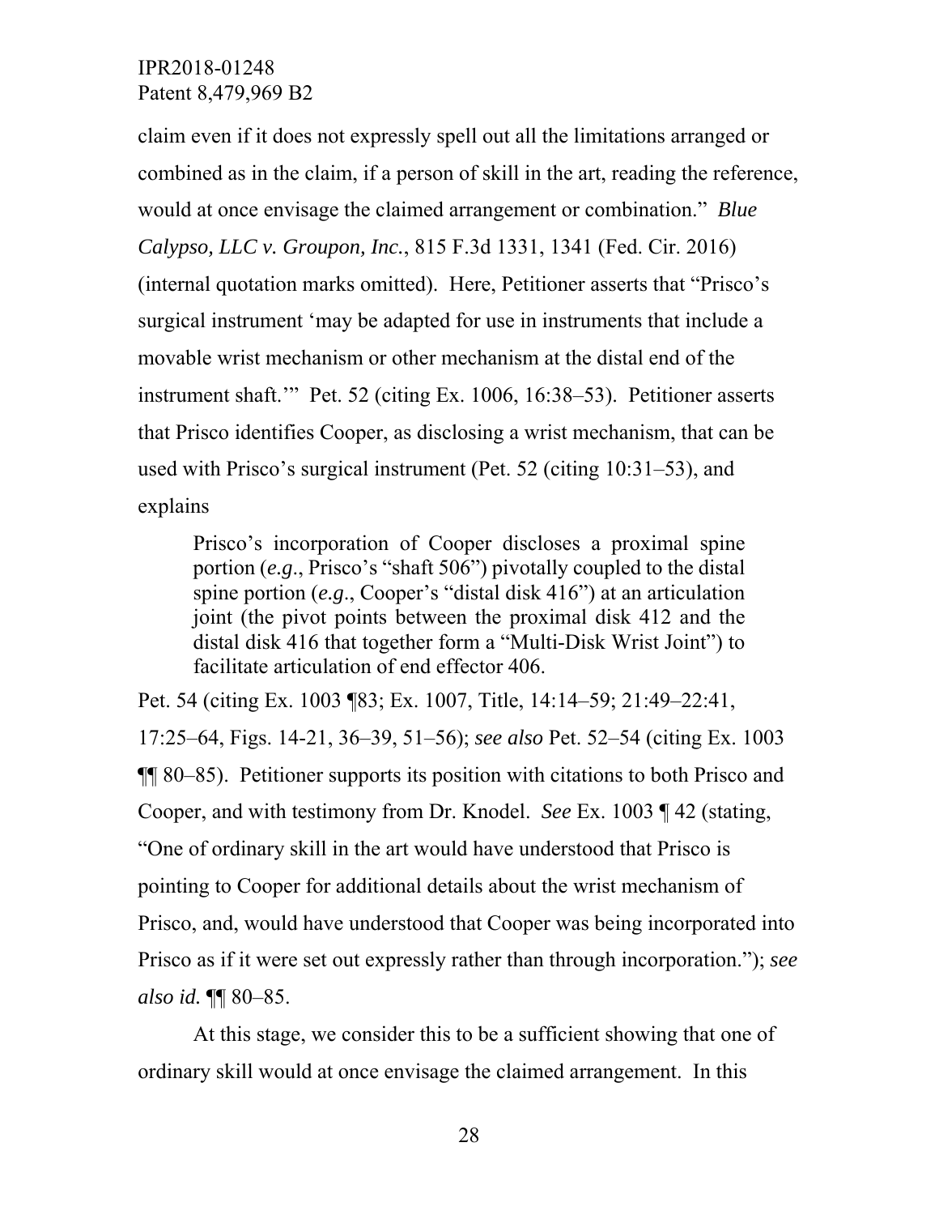claim even if it does not expressly spell out all the limitations arranged or combined as in the claim, if a person of skill in the art, reading the reference, would at once envisage the claimed arrangement or combination." *Blue Calypso, LLC v. Groupon, Inc.*, 815 F.3d 1331, 1341 (Fed. Cir. 2016) (internal quotation marks omitted). Here, Petitioner asserts that "Prisco's surgical instrument 'may be adapted for use in instruments that include a movable wrist mechanism or other mechanism at the distal end of the instrument shaft.'" Pet. 52 (citing Ex. 1006, 16:38–53). Petitioner asserts that Prisco identifies Cooper, as disclosing a wrist mechanism, that can be used with Prisco's surgical instrument (Pet. 52 (citing 10:31–53), and explains

> Prisco's incorporation of Cooper discloses a proximal spine portion (*e.g.*, Prisco's "shaft 506") pivotally coupled to the distal spine portion (*e.g.*, Cooper's "distal disk 416") at an articulation joint (the pivot points between the proximal disk 412 and the distal disk 416 that together form a "Multi-Disk Wrist Joint") to facilitate articulation of end effector 406.

Pet. 54 (citing Ex. 1003 ¶83; Ex. 1007, Title, 14:14–59; 21:49–22:41, 17:25–64, Figs. 14-21, 36–39, 51–56); *see also* Pet. 52–54 (citing Ex. 1003 ¶¶ 80–85). Petitioner supports its position with citations to both Prisco and Cooper, and with testimony from Dr. Knodel. *See* Ex. 1003 ¶ 42 (stating, "One of ordinary skill in the art would have understood that Prisco is pointing to Cooper for additional details about the wrist mechanism of Prisco, and, would have understood that Cooper was being incorporated into Prisco as if it were set out expressly rather than through incorporation."); *see also id.* ¶¶ 80–85.

At this stage, we consider this to be a sufficient showing that one of ordinary skill would at once envisage the claimed arrangement. In this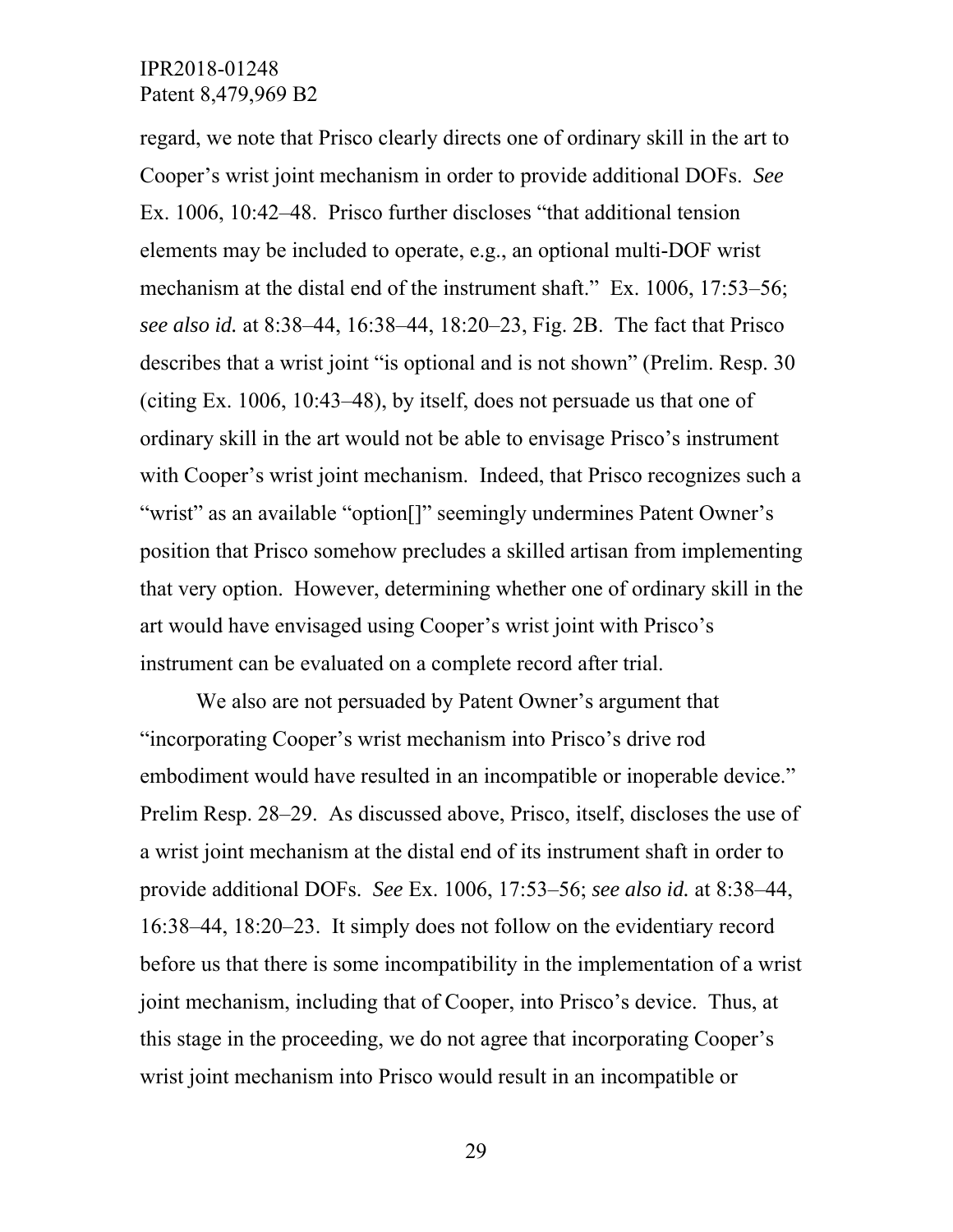regard, we note that Prisco clearly directs one of ordinary skill in the art to Cooper's wrist joint mechanism in order to provide additional DOFs. *See* Ex. 1006, 10:42–48. Prisco further discloses "that additional tension elements may be included to operate, e.g., an optional multi-DOF wrist mechanism at the distal end of the instrument shaft." Ex. 1006, 17:53–56; *see also id.* at 8:38–44, 16:38–44, 18:20–23, Fig. 2B. The fact that Prisco describes that a wrist joint "is optional and is not shown" (Prelim. Resp. 30 (citing Ex. 1006, 10:43–48), by itself, does not persuade us that one of ordinary skill in the art would not be able to envisage Prisco's instrument with Cooper's wrist joint mechanism. Indeed, that Prisco recognizes such a "wrist" as an available "option[]" seemingly undermines Patent Owner's position that Prisco somehow precludes a skilled artisan from implementing that very option. However, determining whether one of ordinary skill in the art would have envisaged using Cooper's wrist joint with Prisco's instrument can be evaluated on a complete record after trial.

We also are not persuaded by Patent Owner's argument that "incorporating Cooper's wrist mechanism into Prisco's drive rod embodiment would have resulted in an incompatible or inoperable device." Prelim Resp. 28–29. As discussed above, Prisco, itself, discloses the use of a wrist joint mechanism at the distal end of its instrument shaft in order to provide additional DOFs. *See* Ex. 1006, 17:53–56; *see also id.* at 8:38–44, 16:38–44, 18:20–23. It simply does not follow on the evidentiary record before us that there is some incompatibility in the implementation of a wrist joint mechanism, including that of Cooper, into Prisco's device. Thus, at this stage in the proceeding, we do not agree that incorporating Cooper's wrist joint mechanism into Prisco would result in an incompatible or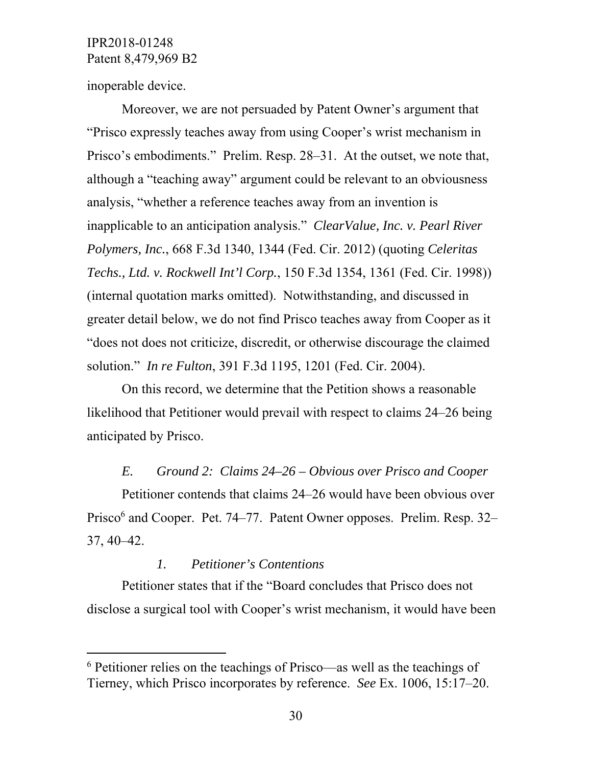inoperable device.

Moreover, we are not persuaded by Patent Owner's argument that "Prisco expressly teaches away from using Cooper's wrist mechanism in Prisco's embodiments." Prelim. Resp. 28–31. At the outset, we note that, although a "teaching away" argument could be relevant to an obviousness analysis, "whether a reference teaches away from an invention is inapplicable to an anticipation analysis." *ClearValue, Inc. v. Pearl River Polymers, Inc.*, 668 F.3d 1340, 1344 (Fed. Cir. 2012) (quoting *Celeritas Techs., Ltd. v. Rockwell Int'l Corp.*, 150 F.3d 1354, 1361 (Fed. Cir. 1998)) (internal quotation marks omitted). Notwithstanding, and discussed in greater detail below, we do not find Prisco teaches away from Cooper as it "does not does not criticize, discredit, or otherwise discourage the claimed solution." *In re Fulton*, 391 F.3d 1195, 1201 (Fed. Cir. 2004).

On this record, we determine that the Petition shows a reasonable likelihood that Petitioner would prevail with respect to claims 24–26 being anticipated by Prisco.

### *E. Ground 2: Claims 24–26 – Obvious over Prisco and Cooper*

Petitioner contends that claims 24–26 would have been obvious over Prisco[6] and Cooper. Pet. 74–77. Patent Owner opposes. Prelim. Resp. 32–37, 40–42.

#### *1. Petitioner's Contentions*

Petitioner states that if the "Board concludes that Prisco does not disclose a surgical tool with Cooper's wrist mechanism, it would have been

[6] Petitioner relies on the teachings of Prisco—as well as the teachings of Tierney, which Prisco incorporates by reference. *See* Ex. 1006, 15:17–20.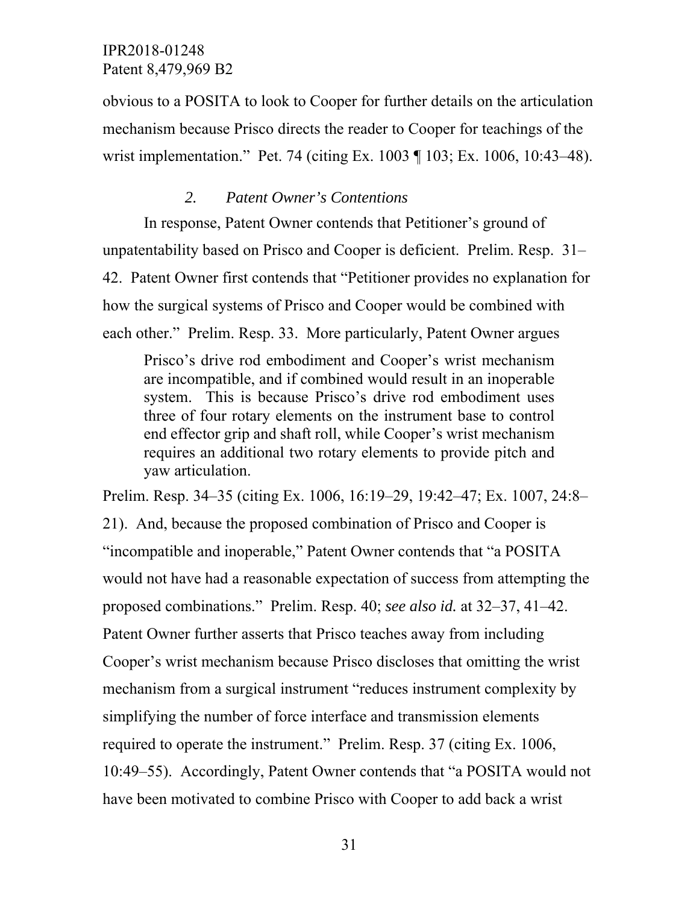obvious to a POSITA to look to Cooper for further details on the articulation mechanism because Prisco directs the reader to Cooper for teachings of the wrist implementation." Pet. 74 (citing Ex. 1003 ¶ 103; Ex. 1006, 10:43–48).

### *2. Patent Owner's Contentions*

In response, Patent Owner contends that Petitioner's ground of unpatentability based on Prisco and Cooper is deficient. Prelim. Resp. 31–42. Patent Owner first contends that "Petitioner provides no explanation for how the surgical systems of Prisco and Cooper would be combined with each other." Prelim. Resp. 33. More particularly, Patent Owner argues

> Prisco's drive rod embodiment and Cooper's wrist mechanism are incompatible, and if combined would result in an inoperable system. This is because Prisco's drive rod embodiment uses three of four rotary elements on the instrument base to control end effector grip and shaft roll, while Cooper's wrist mechanism requires an additional two rotary elements to provide pitch and yaw articulation.

Prelim. Resp. 34–35 (citing Ex. 1006, 16:19–29, 19:42–47; Ex. 1007, 24:8–21). And, because the proposed combination of Prisco and Cooper is "incompatible and inoperable," Patent Owner contends that "a POSITA would not have had a reasonable expectation of success from attempting the proposed combinations." Prelim. Resp. 40; *see also id.* at 32–37, 41–42. Patent Owner further asserts that Prisco teaches away from including Cooper's wrist mechanism because Prisco discloses that omitting the wrist mechanism from a surgical instrument "reduces instrument complexity by simplifying the number of force interface and transmission elements required to operate the instrument." Prelim. Resp. 37 (citing Ex. 1006, 10:49–55). Accordingly, Patent Owner contends that "a POSITA would not have been motivated to combine Prisco with Cooper to add back a wrist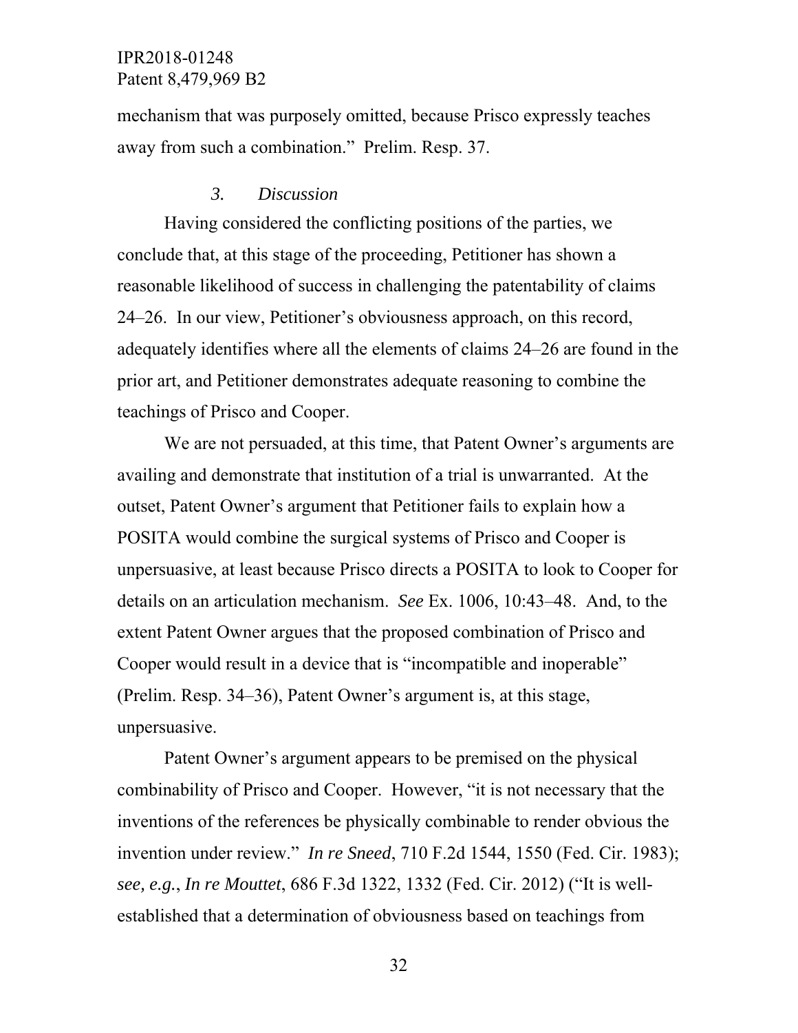mechanism that was purposely omitted, because Prisco expressly teaches away from such a combination." Prelim. Resp. 37.

### *3. Discussion*

Having considered the conflicting positions of the parties, we conclude that, at this stage of the proceeding, Petitioner has shown a reasonable likelihood of success in challenging the patentability of claims 24–26. In our view, Petitioner's obviousness approach, on this record, adequately identifies where all the elements of claims 24–26 are found in the prior art, and Petitioner demonstrates adequate reasoning to combine the teachings of Prisco and Cooper.

We are not persuaded, at this time, that Patent Owner's arguments are availing and demonstrate that institution of a trial is unwarranted. At the outset, Patent Owner's argument that Petitioner fails to explain how a POSITA would combine the surgical systems of Prisco and Cooper is unpersuasive, at least because Prisco directs a POSITA to look to Cooper for details on an articulation mechanism. *See* Ex. 1006, 10:43–48. And, to the extent Patent Owner argues that the proposed combination of Prisco and Cooper would result in a device that is "incompatible and inoperable" (Prelim. Resp. 34–36), Patent Owner's argument is, at this stage, unpersuasive.

Patent Owner's argument appears to be premised on the physical combinability of Prisco and Cooper. However, "it is not necessary that the inventions of the references be physically combinable to render obvious the invention under review." *In re Sneed*, 710 F.2d 1544, 1550 (Fed. Cir. 1983); *see, e.g.*, *In re Mouttet*, 686 F.3d 1322, 1332 (Fed. Cir. 2012) ("It is well-established that a determination of obviousness based on teachings from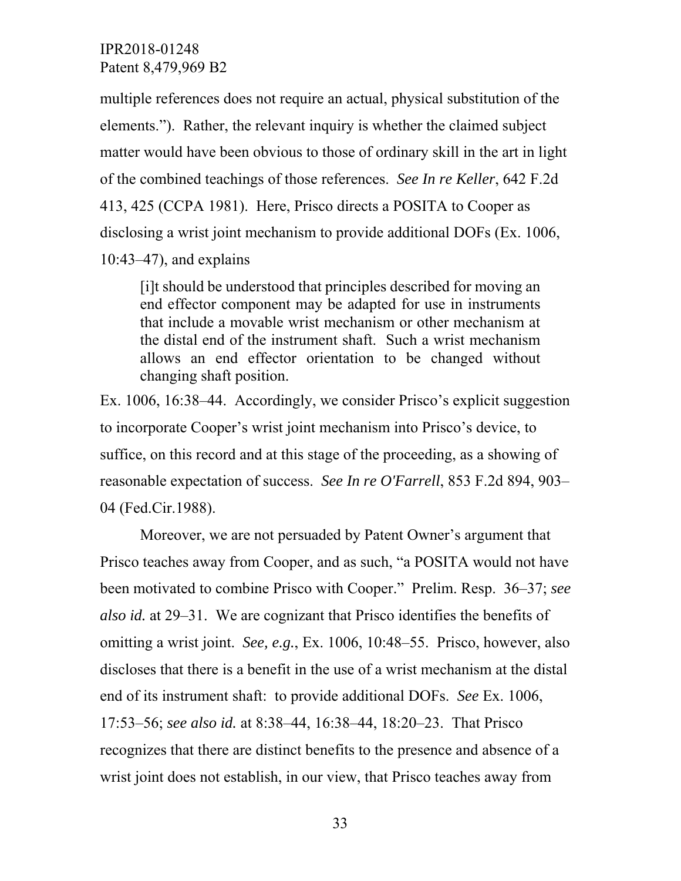multiple references does not require an actual, physical substitution of the elements."). Rather, the relevant inquiry is whether the claimed subject matter would have been obvious to those of ordinary skill in the art in light of the combined teachings of those references. *See In re Keller*, 642 F.2d 413, 425 (CCPA 1981). Here, Prisco directs a POSITA to Cooper as disclosing a wrist joint mechanism to provide additional DOFs (Ex. 1006, 10:43–47), and explains

> [i]t should be understood that principles described for moving an end effector component may be adapted for use in instruments that include a movable wrist mechanism or other mechanism at the distal end of the instrument shaft. Such a wrist mechanism allows an end effector orientation to be changed without changing shaft position.

Ex. 1006, 16:38–44. Accordingly, we consider Prisco's explicit suggestion to incorporate Cooper's wrist joint mechanism into Prisco's device, to suffice, on this record and at this stage of the proceeding, as a showing of reasonable expectation of success. *See In re O'Farrell*, 853 F.2d 894, 903–04 (Fed.Cir.1988).

Moreover, we are not persuaded by Patent Owner's argument that Prisco teaches away from Cooper, and as such, "a POSITA would not have been motivated to combine Prisco with Cooper." Prelim. Resp. 36–37; *see also id.* at 29–31. We are cognizant that Prisco identifies the benefits of omitting a wrist joint. *See, e.g.*, Ex. 1006, 10:48–55. Prisco, however, also discloses that there is a benefit in the use of a wrist mechanism at the distal end of its instrument shaft: to provide additional DOFs. *See* Ex. 1006, 17:53–56; *see also id.* at 8:38–44, 16:38–44, 18:20–23. That Prisco recognizes that there are distinct benefits to the presence and absence of a wrist joint does not establish, in our view, that Prisco teaches away from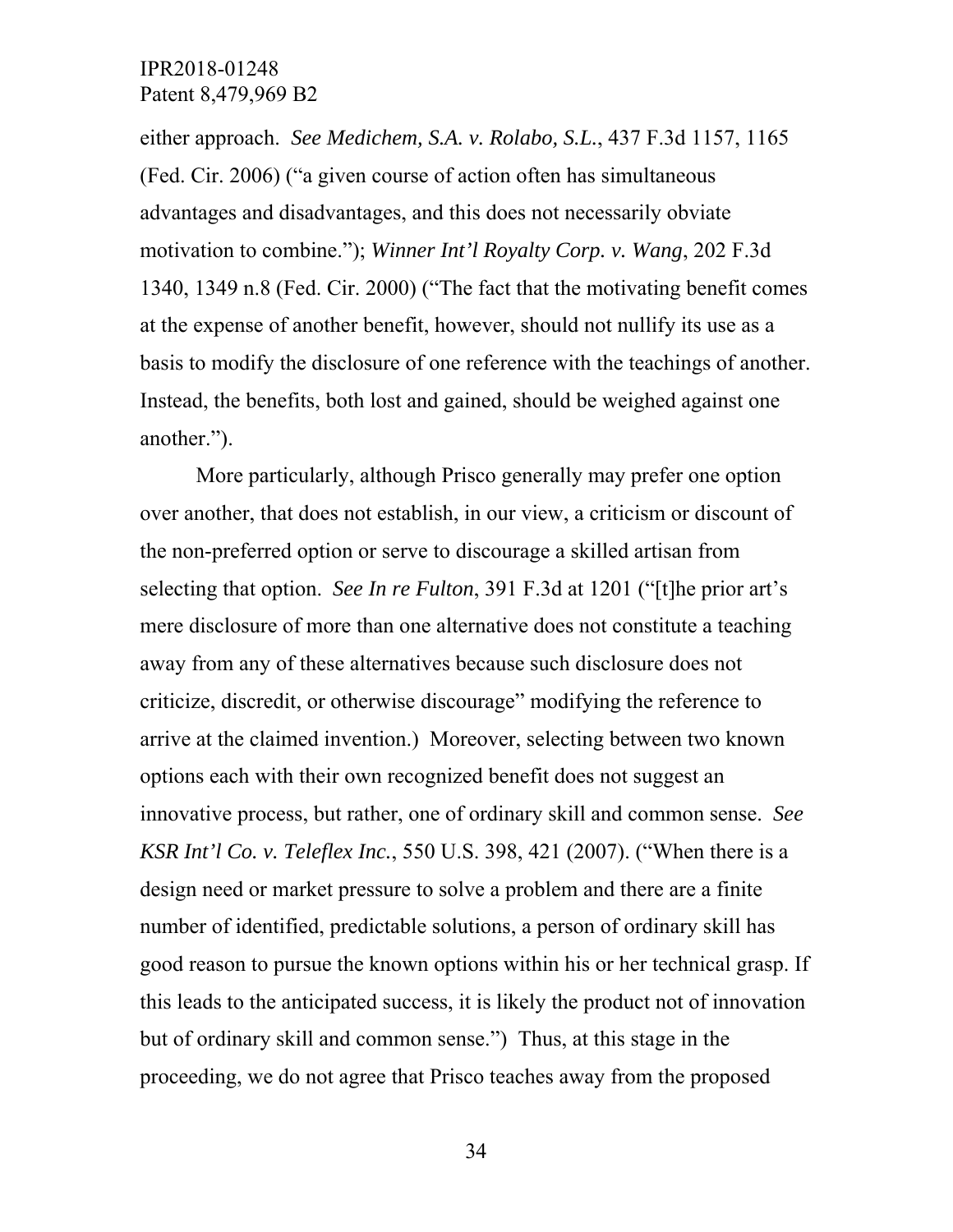either approach. *See Medichem, S.A. v. Rolabo, S.L.*, 437 F.3d 1157, 1165 (Fed. Cir. 2006) ("a given course of action often has simultaneous advantages and disadvantages, and this does not necessarily obviate motivation to combine."); *Winner Int'l Royalty Corp. v. Wang*, 202 F.3d 1340, 1349 n.8 (Fed. Cir. 2000) ("The fact that the motivating benefit comes at the expense of another benefit, however, should not nullify its use as a basis to modify the disclosure of one reference with the teachings of another. Instead, the benefits, both lost and gained, should be weighed against one another.").

More particularly, although Prisco generally may prefer one option over another, that does not establish, in our view, a criticism or discount of the non-preferred option or serve to discourage a skilled artisan from selecting that option. *See In re Fulton*, 391 F.3d at 1201 ("[t]he prior art's mere disclosure of more than one alternative does not constitute a teaching away from any of these alternatives because such disclosure does not criticize, discredit, or otherwise discourage" modifying the reference to arrive at the claimed invention.) Moreover, selecting between two known options each with their own recognized benefit does not suggest an innovative process, but rather, one of ordinary skill and common sense. *See KSR Int'l Co. v. Teleflex Inc.*, 550 U.S. 398, 421 (2007). ("When there is a design need or market pressure to solve a problem and there are a finite number of identified, predictable solutions, a person of ordinary skill has good reason to pursue the known options within his or her technical grasp. If this leads to the anticipated success, it is likely the product not of innovation but of ordinary skill and common sense.") Thus, at this stage in the proceeding, we do not agree that Prisco teaches away from the proposed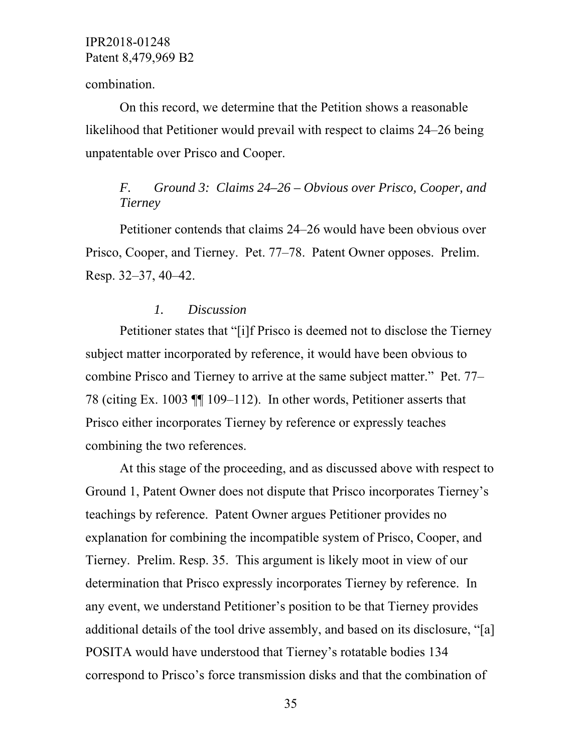combination.

On this record, we determine that the Petition shows a reasonable likelihood that Petitioner would prevail with respect to claims 24–26 being unpatentable over Prisco and Cooper.

### *F. Ground 3: Claims 24–26 – Obvious over Prisco, Cooper, and Tierney*

Petitioner contends that claims 24–26 would have been obvious over Prisco, Cooper, and Tierney. Pet. 77–78. Patent Owner opposes. Prelim. Resp. 32–37, 40–42.

#### *1. Discussion*

Petitioner states that "[i]f Prisco is deemed not to disclose the Tierney subject matter incorporated by reference, it would have been obvious to combine Prisco and Tierney to arrive at the same subject matter." Pet. 77–78 (citing Ex. 1003 ¶¶ 109–112). In other words, Petitioner asserts that Prisco either incorporates Tierney by reference or expressly teaches combining the two references.

At this stage of the proceeding, and as discussed above with respect to Ground 1, Patent Owner does not dispute that Prisco incorporates Tierney's teachings by reference. Patent Owner argues Petitioner provides no explanation for combining the incompatible system of Prisco, Cooper, and Tierney. Prelim. Resp. 35. This argument is likely moot in view of our determination that Prisco expressly incorporates Tierney by reference. In any event, we understand Petitioner's position to be that Tierney provides additional details of the tool drive assembly, and based on its disclosure, "[a] POSITA would have understood that Tierney's rotatable bodies 134 correspond to Prisco's force transmission disks and that the combination of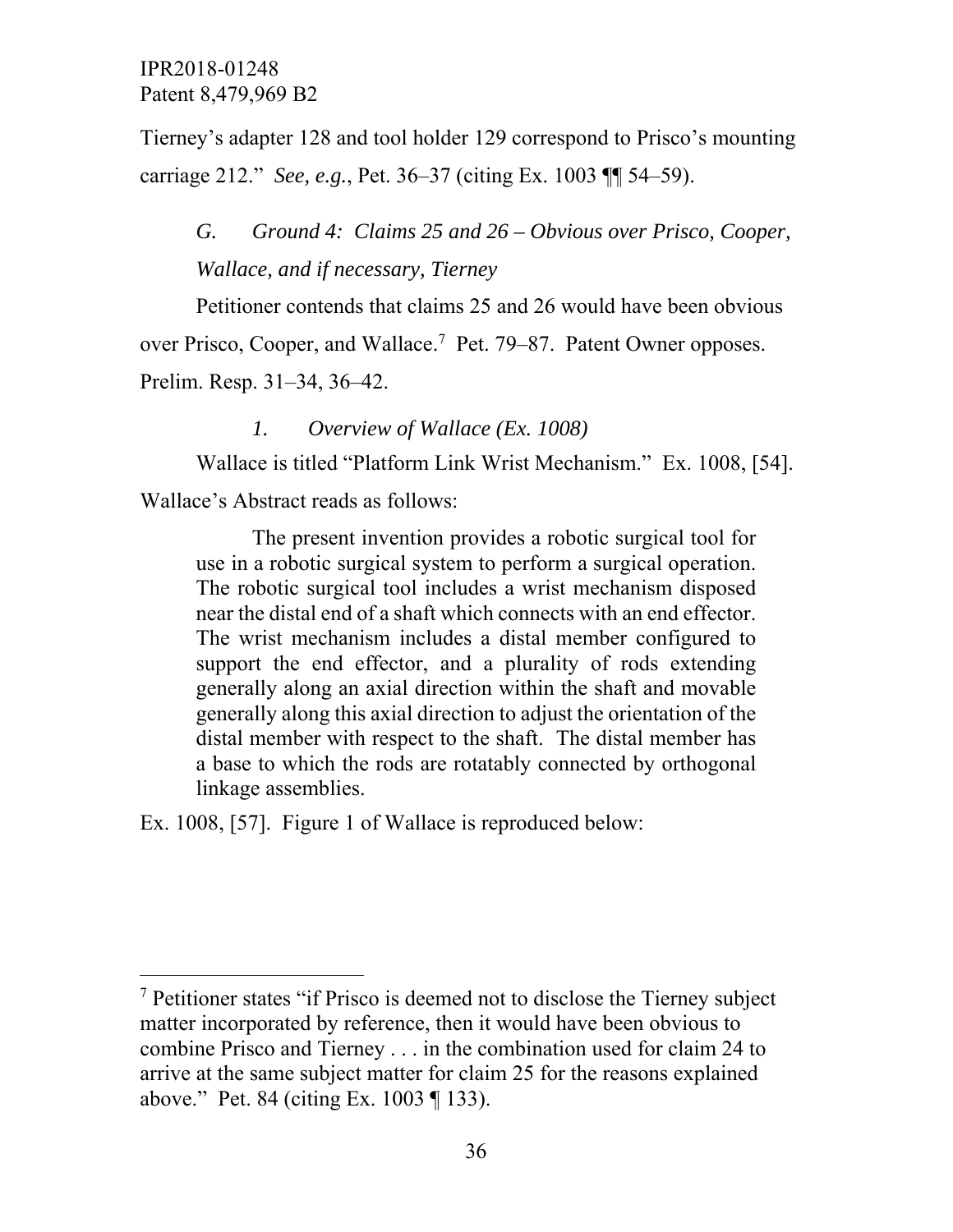Tierney's adapter 128 and tool holder 129 correspond to Prisco's mounting carriage 212." *See, e.g.*, Pet. 36–37 (citing Ex. 1003 ¶¶ 54–59).

### *G. Ground 4: Claims 25 and 26 – Obvious over Prisco, Cooper, Wallace, and if necessary, Tierney*

Petitioner contends that claims 25 and 26 would have been obvious over Prisco, Cooper, and Wallace.[7] Pet. 79–87. Patent Owner opposes. Prelim. Resp. 31–34, 36–42.

#### *1. Overview of Wallace (Ex. 1008)*

Wallace is titled "Platform Link Wrist Mechanism." Ex. 1008, [54]. Wallace's Abstract reads as follows:

> The present invention provides a robotic surgical tool for use in a robotic surgical system to perform a surgical operation. The robotic surgical tool includes a wrist mechanism disposed near the distal end of a shaft which connects with an end effector. The wrist mechanism includes a distal member configured to support the end effector, and a plurality of rods extending generally along an axial direction within the shaft and movable generally along this axial direction to adjust the orientation of the distal member with respect to the shaft. The distal member has a base to which the rods are rotatably connected by orthogonal linkage assemblies.

Ex. 1008, [57]. Figure 1 of Wallace is reproduced below:

---

[7] Petitioner states "if Prisco is deemed not to disclose the Tierney subject matter incorporated by reference, then it would have been obvious to combine Prisco and Tierney . . . in the combination used for claim 24 to arrive at the same subject matter for claim 25 for the reasons explained above." Pet. 84 (citing Ex. 1003 ¶ 133).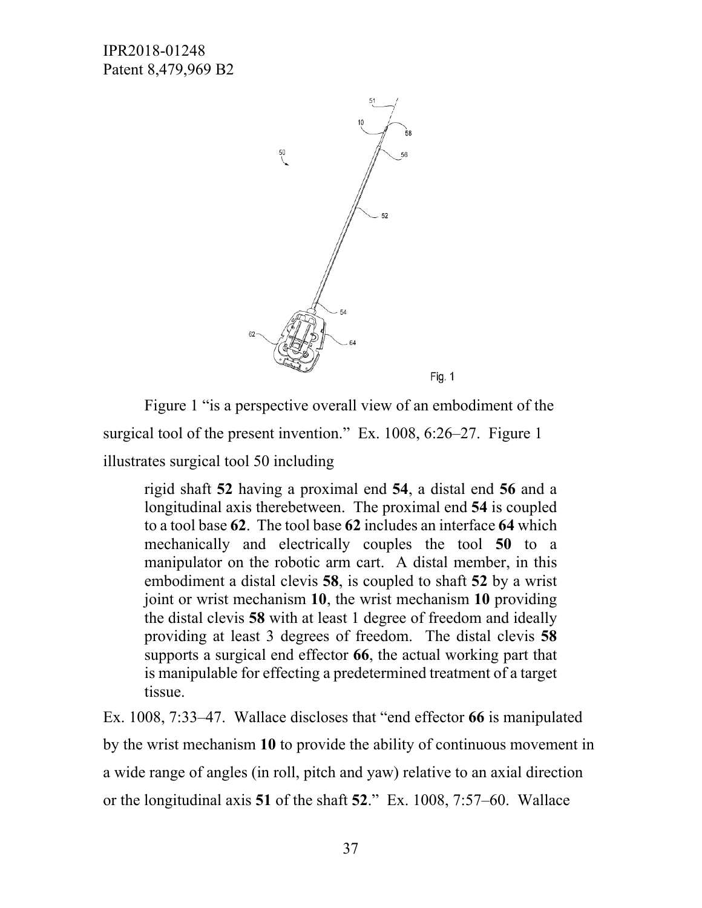Figure 1 "is a perspective overall view of an embodiment of the surgical tool of the present invention." Ex. 1008, 6:26–27. Figure 1 illustrates surgical tool 50 including

> rigid shaft **52** having a proximal end **54**, a distal end **56** and a longitudinal axis therebetween. The proximal end **54** is coupled to a tool base **62**. The tool base **62** includes an interface **64** which mechanically and electrically couples the tool **50** to a manipulator on the robotic arm cart. A distal member, in this embodiment a distal clevis **58**, is coupled to shaft **52** by a wrist joint or wrist mechanism **10**, the wrist mechanism **10** providing the distal clevis **58** with at least 1 degree of freedom and ideally providing at least 3 degrees of freedom. The distal clevis **58** supports a surgical end effector **66**, the actual working part that is manipulable for effecting a predetermined treatment of a target tissue.

Ex. 1008, 7:33–47. Wallace discloses that "end effector **66** is manipulated by the wrist mechanism **10** to provide the ability of continuous movement in a wide range of angles (in roll, pitch and yaw) relative to an axial direction or the longitudinal axis **51** of the shaft **52**." Ex. 1008, 7:57–60. Wallace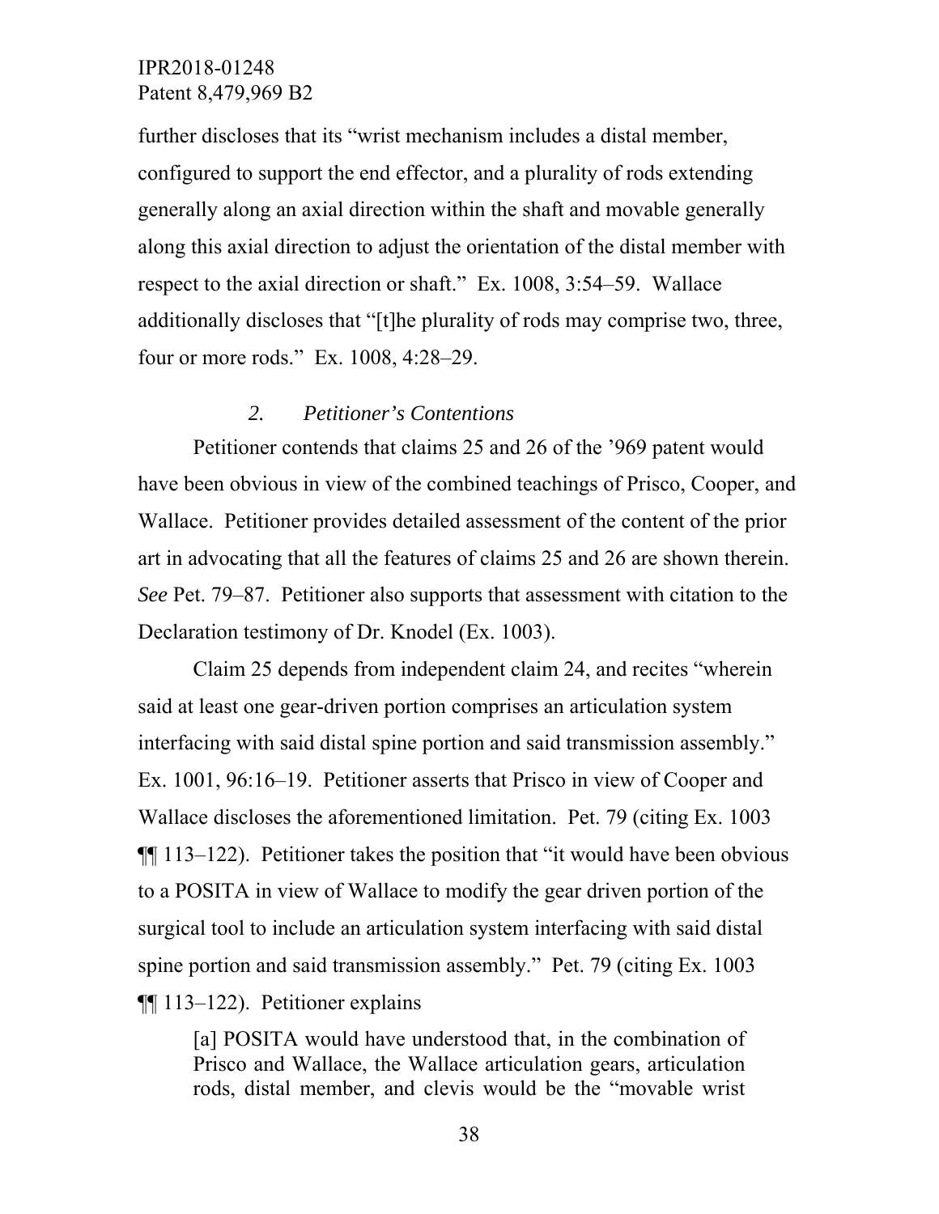further discloses that its "wrist mechanism includes a distal member, configured to support the end effector, and a plurality of rods extending generally along an axial direction within the shaft and movable generally along this axial direction to adjust the orientation of the distal member with respect to the axial direction or shaft." Ex. 1008, 3:54–59. Wallace additionally discloses that "[t]he plurality of rods may comprise two, three, four or more rods." Ex. 1008, 4:28–29.

### *2. Petitioner's Contentions*

Petitioner contends that claims 25 and 26 of the '969 patent would have been obvious in view of the combined teachings of Prisco, Cooper, and Wallace. Petitioner provides detailed assessment of the content of the prior art in advocating that all the features of claims 25 and 26 are shown therein. *See* Pet. 79–87. Petitioner also supports that assessment with citation to the Declaration testimony of Dr. Knodel (Ex. 1003).

Claim 25 depends from independent claim 24, and recites "wherein said at least one gear-driven portion comprises an articulation system interfacing with said distal spine portion and said transmission assembly." Ex. 1001, 96:16–19. Petitioner asserts that Prisco in view of Cooper and Wallace discloses the aforementioned limitation. Pet. 79 (citing Ex. 1003 ¶¶ 113–122). Petitioner takes the position that "it would have been obvious to a POSITA in view of Wallace to modify the gear driven portion of the surgical tool to include an articulation system interfacing with said distal spine portion and said transmission assembly." Pet. 79 (citing Ex. 1003 ¶¶ 113–122). Petitioner explains

> [a] POSITA would have understood that, in the combination of Prisco and Wallace, the Wallace articulation gears, articulation rods, distal member, and clevis would be the "movable wrist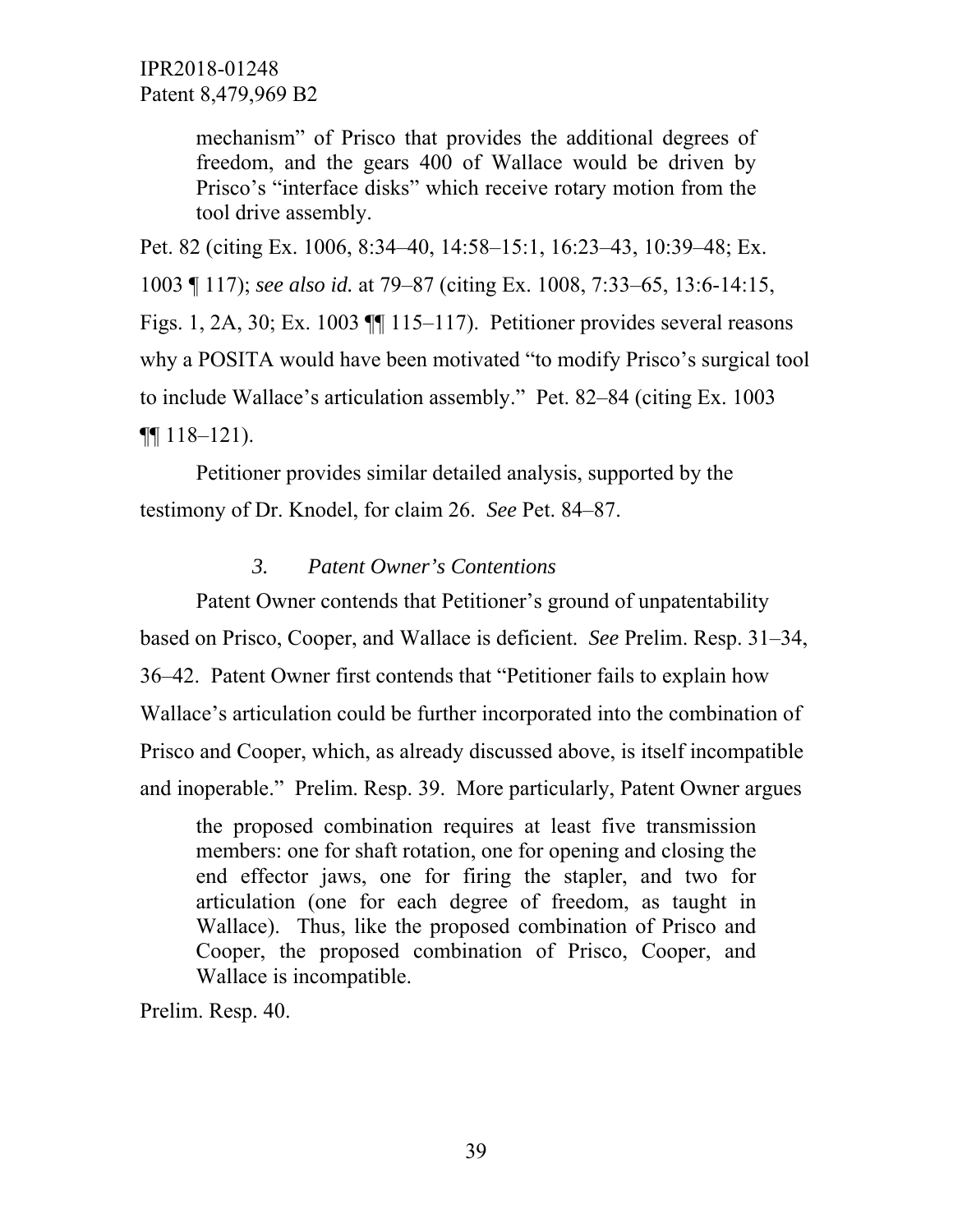> mechanism" of Prisco that provides the additional degrees of freedom, and the gears 400 of Wallace would be driven by Prisco's "interface disks" which receive rotary motion from the tool drive assembly.

Pet. 82 (citing Ex. 1006, 8:34–40, 14:58–15:1, 16:23–43, 10:39–48; Ex. 1003 ¶ 117); *see also id.* at 79–87 (citing Ex. 1008, 7:33–65, 13:6-14:15, Figs. 1, 2A, 30; Ex. 1003 ¶¶ 115–117). Petitioner provides several reasons why a POSITA would have been motivated "to modify Prisco's surgical tool to include Wallace's articulation assembly." Pet. 82–84 (citing Ex. 1003 ¶¶ 118–121).

Petitioner provides similar detailed analysis, supported by the testimony of Dr. Knodel, for claim 26. *See* Pet. 84–87.

### *3. Patent Owner's Contentions*

Patent Owner contends that Petitioner's ground of unpatentability based on Prisco, Cooper, and Wallace is deficient. *See* Prelim. Resp. 31–34, 36–42. Patent Owner first contends that "Petitioner fails to explain how Wallace's articulation could be further incorporated into the combination of Prisco and Cooper, which, as already discussed above, is itself incompatible and inoperable." Prelim. Resp. 39. More particularly, Patent Owner argues

> the proposed combination requires at least five transmission members: one for shaft rotation, one for opening and closing the end effector jaws, one for firing the stapler, and two for articulation (one for each degree of freedom, as taught in Wallace). Thus, like the proposed combination of Prisco and Cooper, the proposed combination of Prisco, Cooper, and Wallace is incompatible.

Prelim. Resp. 40.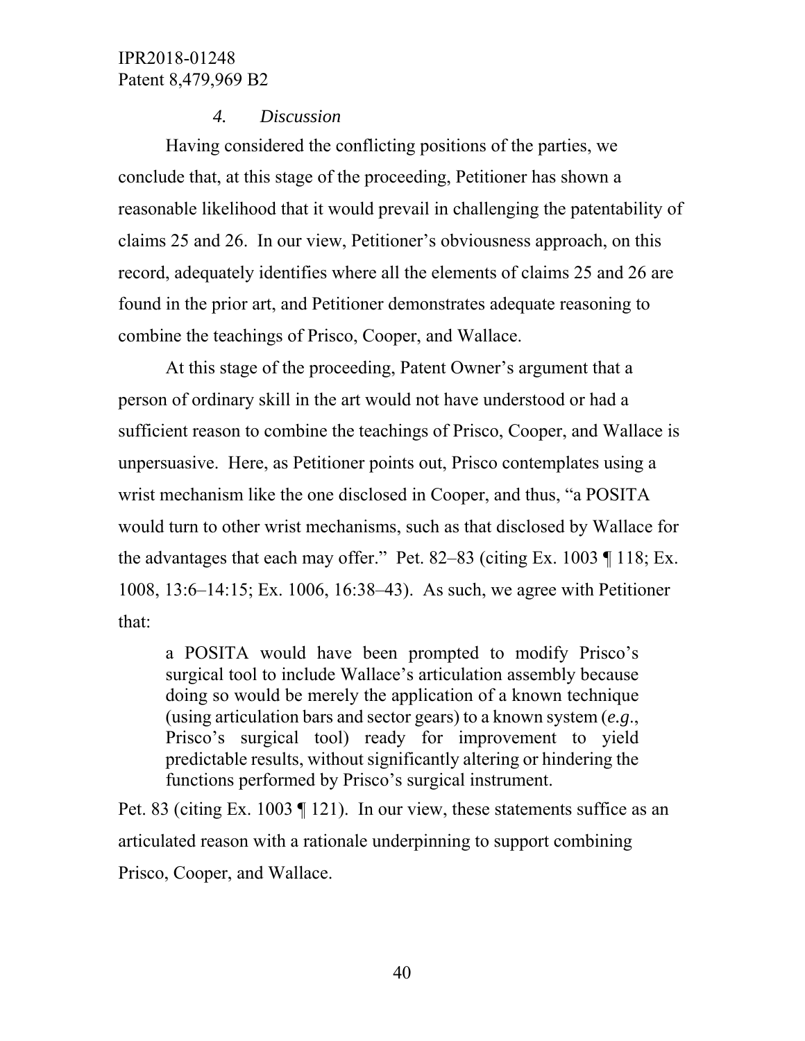#### *4. Discussion*

Having considered the conflicting positions of the parties, we conclude that, at this stage of the proceeding, Petitioner has shown a reasonable likelihood that it would prevail in challenging the patentability of claims 25 and 26. In our view, Petitioner's obviousness approach, on this record, adequately identifies where all the elements of claims 25 and 26 are found in the prior art, and Petitioner demonstrates adequate reasoning to combine the teachings of Prisco, Cooper, and Wallace.

At this stage of the proceeding, Patent Owner's argument that a person of ordinary skill in the art would not have understood or had a sufficient reason to combine the teachings of Prisco, Cooper, and Wallace is unpersuasive. Here, as Petitioner points out, Prisco contemplates using a wrist mechanism like the one disclosed in Cooper, and thus, "a POSITA would turn to other wrist mechanisms, such as that disclosed by Wallace for the advantages that each may offer." Pet. 82–83 (citing Ex. 1003 ¶ 118; Ex. 1008, 13:6–14:15; Ex. 1006, 16:38–43). As such, we agree with Petitioner that:

> a POSITA would have been prompted to modify Prisco's surgical tool to include Wallace's articulation assembly because doing so would be merely the application of a known technique (using articulation bars and sector gears) to a known system (*e.g.*, Prisco's surgical tool) ready for improvement to yield predictable results, without significantly altering or hindering the functions performed by Prisco's surgical instrument.

Pet. 83 (citing Ex. 1003 ¶ 121). In our view, these statements suffice as an articulated reason with a rationale underpinning to support combining Prisco, Cooper, and Wallace.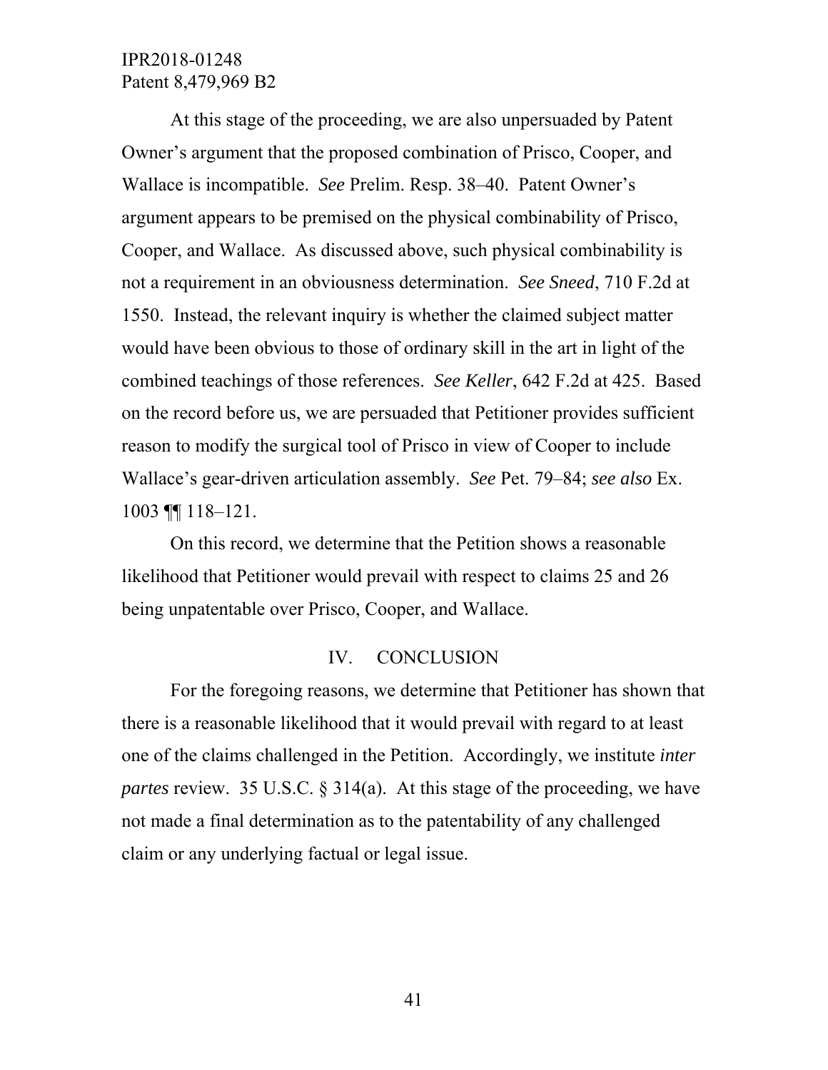At this stage of the proceeding, we are also unpersuaded by Patent Owner's argument that the proposed combination of Prisco, Cooper, and Wallace is incompatible. *See* Prelim. Resp. 38–40. Patent Owner's argument appears to be premised on the physical combinability of Prisco, Cooper, and Wallace. As discussed above, such physical combinability is not a requirement in an obviousness determination. *See Sneed*, 710 F.2d at 1550. Instead, the relevant inquiry is whether the claimed subject matter would have been obvious to those of ordinary skill in the art in light of the combined teachings of those references. *See Keller*, 642 F.2d at 425. Based on the record before us, we are persuaded that Petitioner provides sufficient reason to modify the surgical tool of Prisco in view of Cooper to include Wallace's gear-driven articulation assembly. *See* Pet. 79–84; *see also* Ex. 1003 ¶¶ 118–121.

On this record, we determine that the Petition shows a reasonable likelihood that Petitioner would prevail with respect to claims 25 and 26 being unpatentable over Prisco, Cooper, and Wallace.

## IV. CONCLUSION

For the foregoing reasons, we determine that Petitioner has shown that there is a reasonable likelihood that it would prevail with regard to at least one of the claims challenged in the Petition. Accordingly, we institute *inter partes* review. 35 U.S.C. § 314(a). At this stage of the proceeding, we have not made a final determination as to the patentability of any challenged claim or any underlying factual or legal issue.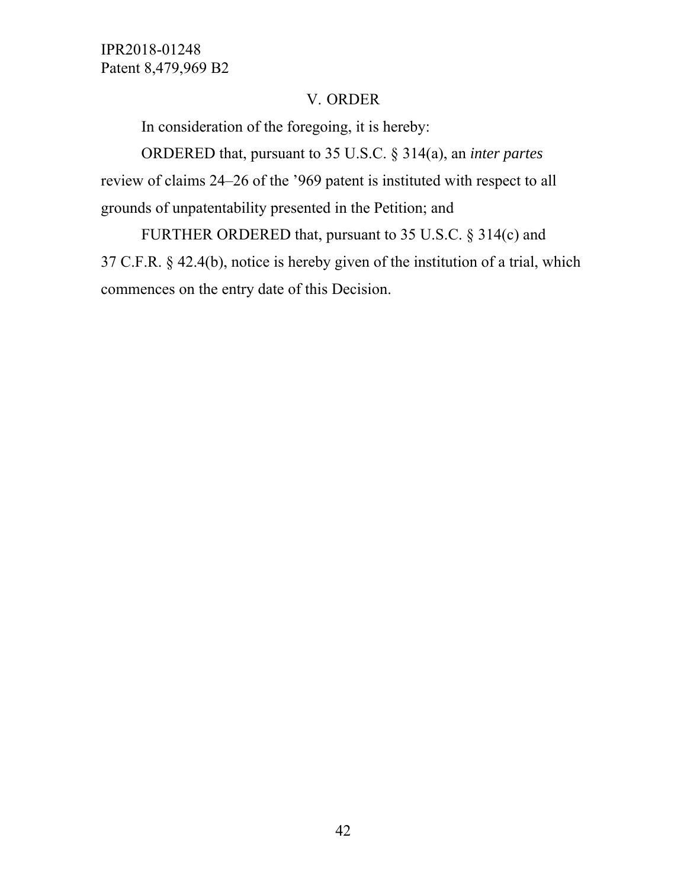## V. ORDER

In consideration of the foregoing, it is hereby:

ORDERED that, pursuant to 35 U.S.C. § 314(a), an *inter partes* review of claims 24–26 of the ’969 patent is instituted with respect to all grounds of unpatentability presented in the Petition; and

FURTHER ORDERED that, pursuant to 35 U.S.C. § 314(c) and 37 C.F.R. § 42.4(b), notice is hereby given of the institution of a trial, which commences on the entry date of this Decision.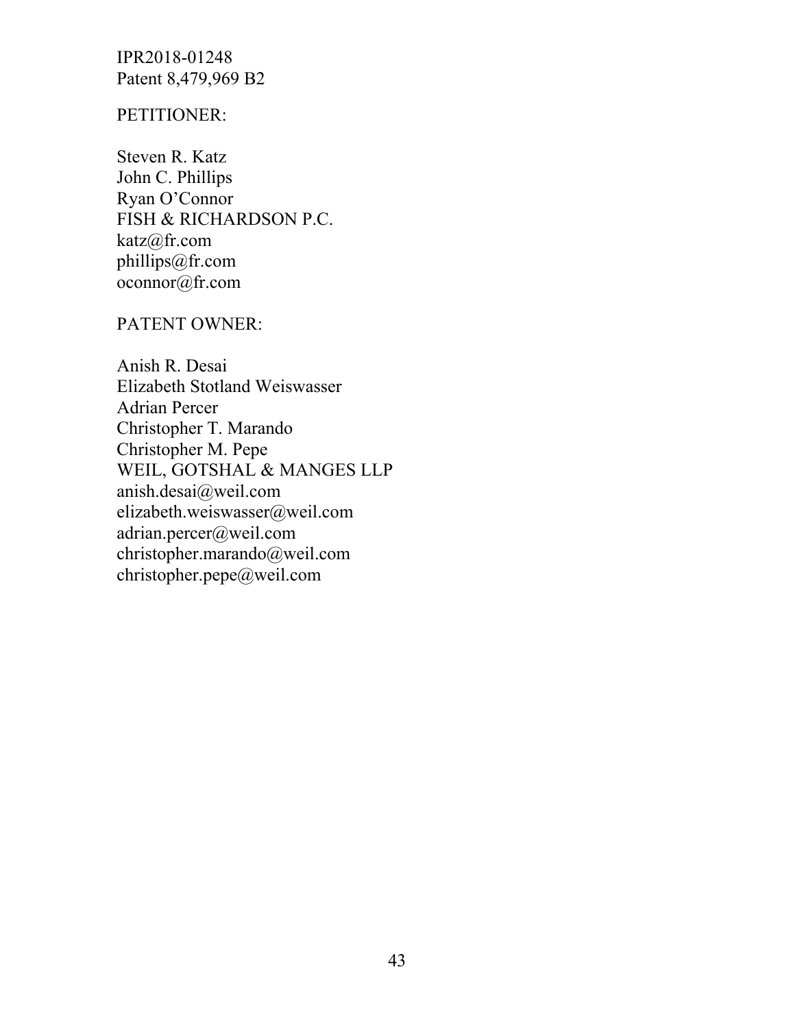PETITIONER:

Steven R. Katz
John C. Phillips
Ryan O'Connor
FISH & RICHARDSON P.C.
katz@fr.com
phillips@fr.com
oconnor@fr.com

PATENT OWNER:

Anish R. Desai
Elizabeth Stotland Weiswasser
Adrian Percer
Christopher T. Marando
Christopher M. Pepe
WEIL, GOTSHAL & MANGES LLP
anish.desai@weil.com
elizabeth.weiswasser@weil.com
adrian.percer@weil.com
christopher.marando@weil.com
christopher.pepe@weil.com